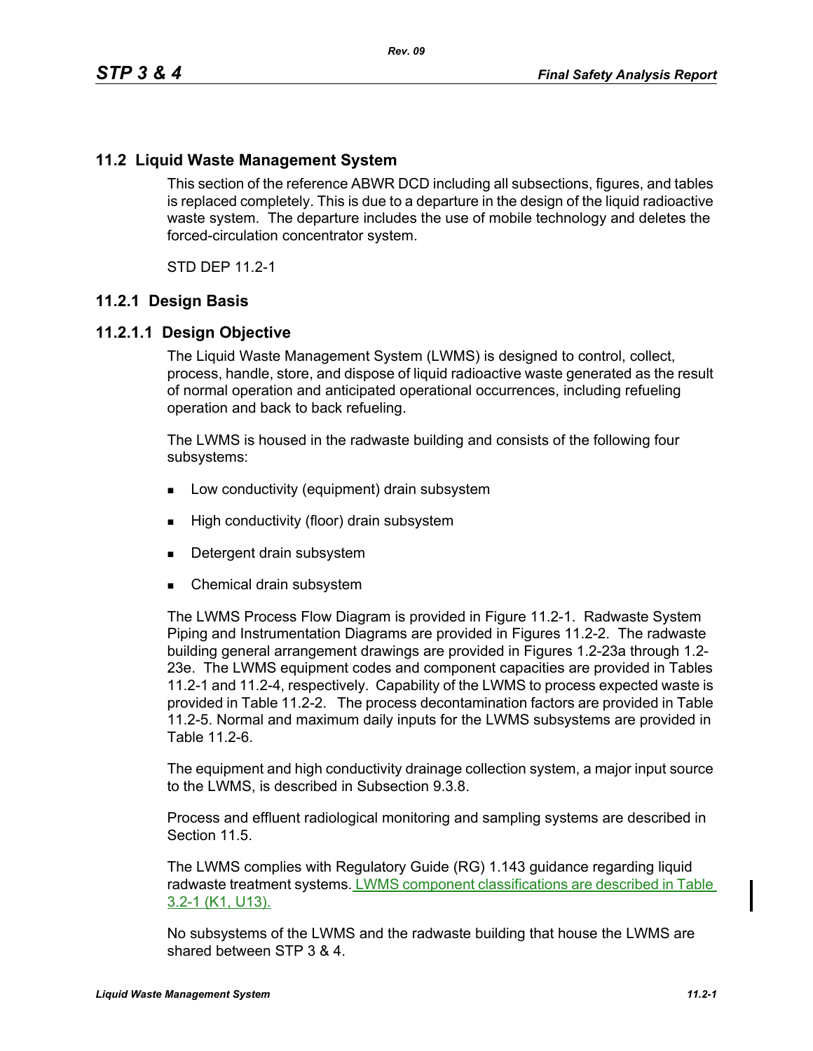## 11.2 Liquid Waste Management System

This section of the reference ABWR DCD including all subsections, figures, and tables is replaced completely. This is due to a departure in the design of the liquid radioactive waste system. The departure includes the use of mobile technology and deletes the forced-circulation concentrator system.

STD DEP 11.2-1

## 11.2.1 Design Basis

### 11.2.1.1 Design Objective

The Liquid Waste Management System (LWMS) is designed to control, collect, process, handle, store, and dispose of liquid radioactive waste generated as the result of normal operation and anticipated operational occurrences, including refueling operation and back to back refueling.

The LWMS is housed in the radwaste building and consists of the following four subsystems:

- Low conductivity (equipment) drain subsystem
- High conductivity (floor) drain subsystem
- Detergent drain subsystem
- Chemical drain subsystem

The LWMS Process Flow Diagram is provided in Figure 11.2-1. Radwaste System Piping and Instrumentation Diagrams are provided in Figures 11.2-2. The radwaste building general arrangement drawings are provided in Figures 1.2-23a through 1.2-23e. The LWMS equipment codes and component capacities are provided in Tables 11.2-1 and 11.2-4, respectively. Capability of the LWMS to process expected waste is provided in Table 11.2-2. The process decontamination factors are provided in Table 11.2-5. Normal and maximum daily inputs for the LWMS subsystems are provided in Table 11.2-6.

The equipment and high conductivity drainage collection system, a major input source to the LWMS, is described in Subsection 9.3.8.

Process and effluent radiological monitoring and sampling systems are described in Section 11.5.

The LWMS complies with Regulatory Guide (RG) 1.143 guidance regarding liquid radwaste treatment systems. LWMS component classifications are described in Table 3.2-1 (K1, U13).

No subsystems of the LWMS and the radwaste building that house the LWMS are shared between STP 3 & 4.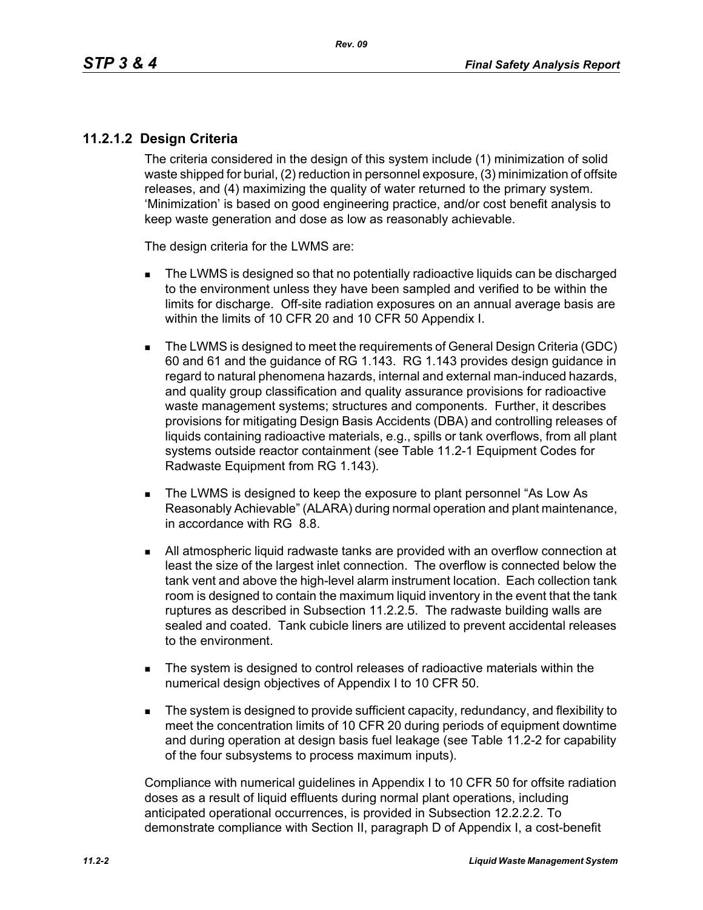### 11.2.1.2 Design Criteria

The criteria considered in the design of this system include (1) minimization of solid waste shipped for burial, (2) reduction in personnel exposure, (3) minimization of offsite releases, and (4) maximizing the quality of water returned to the primary system. 'Minimization' is based on good engineering practice, and/or cost benefit analysis to keep waste generation and dose as low as reasonably achievable.

The design criteria for the LWMS are:

- The LWMS is designed so that no potentially radioactive liquids can be discharged to the environment unless they have been sampled and verified to be within the limits for discharge. Off-site radiation exposures on an annual average basis are within the limits of 10 CFR 20 and 10 CFR 50 Appendix I.
- The LWMS is designed to meet the requirements of General Design Criteria (GDC) 60 and 61 and the guidance of RG 1.143. RG 1.143 provides design guidance in regard to natural phenomena hazards, internal and external man-induced hazards, and quality group classification and quality assurance provisions for radioactive waste management systems; structures and components. Further, it describes provisions for mitigating Design Basis Accidents (DBA) and controlling releases of liquids containing radioactive materials, e.g., spills or tank overflows, from all plant systems outside reactor containment (see Table 11.2-1 Equipment Codes for Radwaste Equipment from RG 1.143).
- The LWMS is designed to keep the exposure to plant personnel "As Low As Reasonably Achievable" (ALARA) during normal operation and plant maintenance, in accordance with RG 8.8.
- All atmospheric liquid radwaste tanks are provided with an overflow connection at least the size of the largest inlet connection. The overflow is connected below the tank vent and above the high-level alarm instrument location. Each collection tank room is designed to contain the maximum liquid inventory in the event that the tank ruptures as described in Subsection 11.2.2.5. The radwaste building walls are sealed and coated. Tank cubicle liners are utilized to prevent accidental releases to the environment.
- The system is designed to control releases of radioactive materials within the numerical design objectives of Appendix I to 10 CFR 50.
- The system is designed to provide sufficient capacity, redundancy, and flexibility to meet the concentration limits of 10 CFR 20 during periods of equipment downtime and during operation at design basis fuel leakage (see Table 11.2-2 for capability of the four subsystems to process maximum inputs).

Compliance with numerical guidelines in Appendix I to 10 CFR 50 for offsite radiation doses as a result of liquid effluents during normal plant operations, including anticipated operational occurrences, is provided in Subsection 12.2.2.2. To demonstrate compliance with Section II, paragraph D of Appendix I, a cost-benefit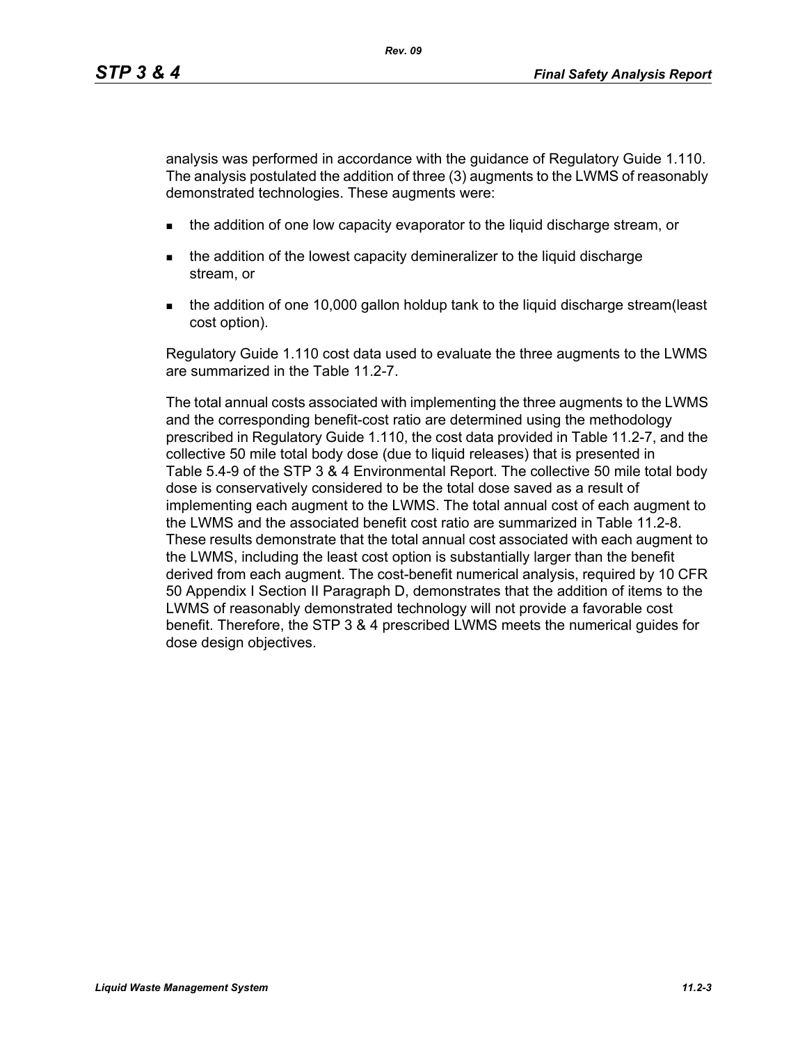analysis was performed in accordance with the guidance of Regulatory Guide 1.110. The analysis postulated the addition of three (3) augments to the LWMS of reasonably demonstrated technologies. These augments were:

- the addition of one low capacity evaporator to the liquid discharge stream, or
- the addition of the lowest capacity demineralizer to the liquid discharge stream, or
- the addition of one 10,000 gallon holdup tank to the liquid discharge stream(least cost option).

Regulatory Guide 1.110 cost data used to evaluate the three augments to the LWMS are summarized in the Table 11.2-7.

The total annual costs associated with implementing the three augments to the LWMS and the corresponding benefit-cost ratio are determined using the methodology prescribed in Regulatory Guide 1.110, the cost data provided in Table 11.2-7, and the collective 50 mile total body dose (due to liquid releases) that is presented in Table 5.4-9 of the STP 3 & 4 Environmental Report. The collective 50 mile total body dose is conservatively considered to be the total dose saved as a result of implementing each augment to the LWMS. The total annual cost of each augment to the LWMS and the associated benefit cost ratio are summarized in Table 11.2-8. These results demonstrate that the total annual cost associated with each augment to the LWMS, including the least cost option is substantially larger than the benefit derived from each augment. The cost-benefit numerical analysis, required by 10 CFR 50 Appendix I Section II Paragraph D, demonstrates that the addition of items to the LWMS of reasonably demonstrated technology will not provide a favorable cost benefit. Therefore, the STP 3 & 4 prescribed LWMS meets the numerical guides for dose design objectives.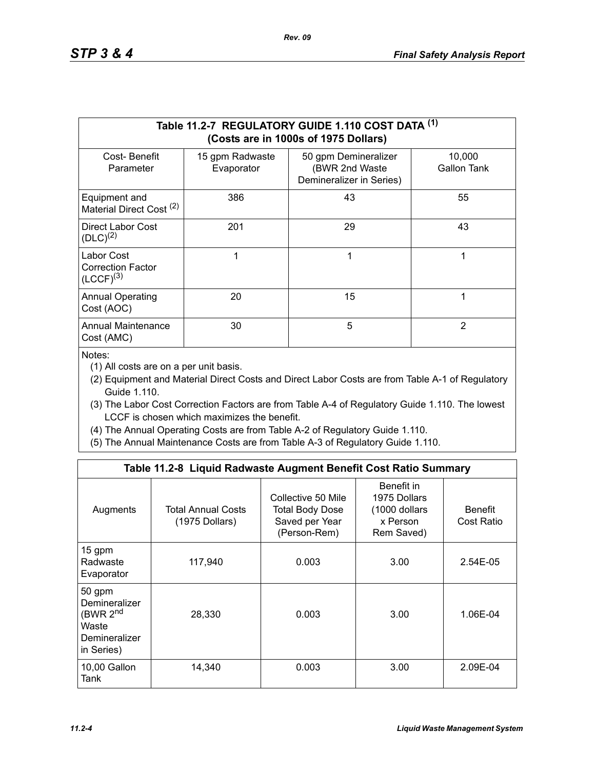| Table 11.2-7 REGULATORY GUIDE 1.110 COST DATA (1) (Costs are in 1000s of 1975 Dollars) | | | |
|---|---|---|---|
| Cost- Benefit Parameter | 15 gpm Radwaste Evaporator | 50 gpm Demineralizer (BWR 2nd Waste Demineralizer in Series) | 10,000 Gallon Tank |
| Equipment and Material Direct Cost (2) | 386 | 43 | 55 |
| Direct Labor Cost (DLC)(2) | 201 | 29 | 43 |
| Labor Cost Correction Factor (LCCF)(3) | 1 | 1 | 1 |
| Annual Operating Cost (AOC) | 20 | 15 | 1 |
| Annual Maintenance Cost (AMC) | 30 | 5 | 2 |

Notes:

(1) All costs are on a per unit basis.

(2) Equipment and Material Direct Costs and Direct Labor Costs are from Table A-1 of Regulatory Guide 1.110.

(3) The Labor Cost Correction Factors are from Table A-4 of Regulatory Guide 1.110. The lowest LCCF is chosen which maximizes the benefit.

(4) The Annual Operating Costs are from Table A-2 of Regulatory Guide 1.110.

(5) The Annual Maintenance Costs are from Table A-3 of Regulatory Guide 1.110.

| Table 11.2-8 Liquid Radwaste Augment Benefit Cost Ratio Summary | | | | |
|---|---|---|---|---|
| Augments | Total Annual Costs (1975 Dollars) | Collective 50 Mile Total Body Dose Saved per Year (Person-Rem) | Benefit in 1975 Dollars (1000 dollars x Person Rem Saved) | Benefit Cost Ratio |
| 15 gpm Radwaste Evaporator | 117,940 | 0.003 | 3.00 | 2.54E-05 |
| 50 gpm Demineralizer (BWR 2nd Waste Demineralizer in Series) | 28,330 | 0.003 | 3.00 | 1.06E-04 |
| 10,00 Gallon Tank | 14,340 | 0.003 | 3.00 | 2.09E-04 |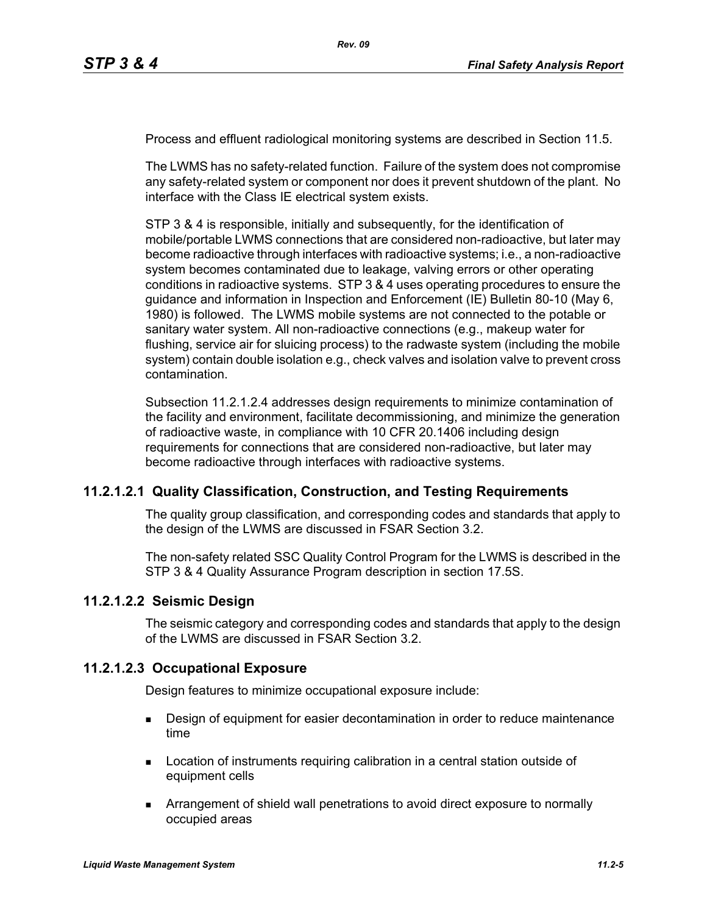Process and effluent radiological monitoring systems are described in Section 11.5.

The LWMS has no safety-related function. Failure of the system does not compromise any safety-related system or component nor does it prevent shutdown of the plant. No interface with the Class IE electrical system exists.

STP 3 & 4 is responsible, initially and subsequently, for the identification of mobile/portable LWMS connections that are considered non-radioactive, but later may become radioactive through interfaces with radioactive systems; i.e., a non-radioactive system becomes contaminated due to leakage, valving errors or other operating conditions in radioactive systems. STP 3 & 4 uses operating procedures to ensure the guidance and information in Inspection and Enforcement (IE) Bulletin 80-10 (May 6, 1980) is followed. The LWMS mobile systems are not connected to the potable or sanitary water system. All non-radioactive connections (e.g., makeup water for flushing, service air for sluicing process) to the radwaste system (including the mobile system) contain double isolation e.g., check valves and isolation valve to prevent cross contamination.

Subsection 11.2.1.2.4 addresses design requirements to minimize contamination of the facility and environment, facilitate decommissioning, and minimize the generation of radioactive waste, in compliance with 10 CFR 20.1406 including design requirements for connections that are considered non-radioactive, but later may become radioactive through interfaces with radioactive systems.

### 11.2.1.2.1 Quality Classification, Construction, and Testing Requirements

The quality group classification, and corresponding codes and standards that apply to the design of the LWMS are discussed in FSAR Section 3.2.

The non-safety related SSC Quality Control Program for the LWMS is described in the STP 3 & 4 Quality Assurance Program description in section 17.5S.

### 11.2.1.2.2 Seismic Design

The seismic category and corresponding codes and standards that apply to the design of the LWMS are discussed in FSAR Section 3.2.

### 11.2.1.2.3 Occupational Exposure

Design features to minimize occupational exposure include:

- Design of equipment for easier decontamination in order to reduce maintenance time
- Location of instruments requiring calibration in a central station outside of equipment cells
- Arrangement of shield wall penetrations to avoid direct exposure to normally occupied areas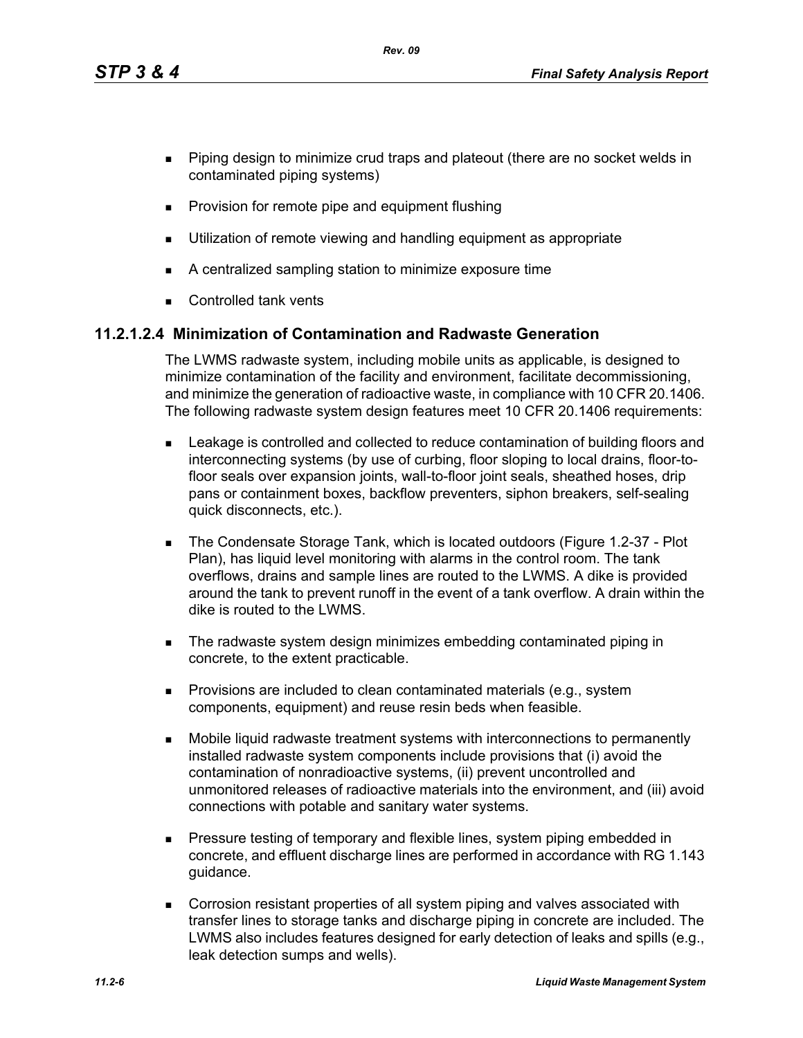- Piping design to minimize crud traps and plateout (there are no socket welds in contaminated piping systems)
- Provision for remote pipe and equipment flushing
- Utilization of remote viewing and handling equipment as appropriate
- A centralized sampling station to minimize exposure time
- Controlled tank vents

### 11.2.1.2.4 Minimization of Contamination and Radwaste Generation

The LWMS radwaste system, including mobile units as applicable, is designed to minimize contamination of the facility and environment, facilitate decommissioning, and minimize the generation of radioactive waste, in compliance with 10 CFR 20.1406. The following radwaste system design features meet 10 CFR 20.1406 requirements:

- Leakage is controlled and collected to reduce contamination of building floors and interconnecting systems (by use of curbing, floor sloping to local drains, floor-to-floor seals over expansion joints, wall-to-floor joint seals, sheathed hoses, drip pans or containment boxes, backflow preventers, siphon breakers, self-sealing quick disconnects, etc.).
- The Condensate Storage Tank, which is located outdoors (Figure 1.2-37 - Plot Plan), has liquid level monitoring with alarms in the control room. The tank overflows, drains and sample lines are routed to the LWMS. A dike is provided around the tank to prevent runoff in the event of a tank overflow. A drain within the dike is routed to the LWMS.
- The radwaste system design minimizes embedding contaminated piping in concrete, to the extent practicable.
- Provisions are included to clean contaminated materials (e.g., system components, equipment) and reuse resin beds when feasible.
- Mobile liquid radwaste treatment systems with interconnections to permanently installed radwaste system components include provisions that (i) avoid the contamination of nonradioactive systems, (ii) prevent uncontrolled and unmonitored releases of radioactive materials into the environment, and (iii) avoid connections with potable and sanitary water systems.
- Pressure testing of temporary and flexible lines, system piping embedded in concrete, and effluent discharge lines are performed in accordance with RG 1.143 guidance.
- Corrosion resistant properties of all system piping and valves associated with transfer lines to storage tanks and discharge piping in concrete are included. The LWMS also includes features designed for early detection of leaks and spills (e.g., leak detection sumps and wells).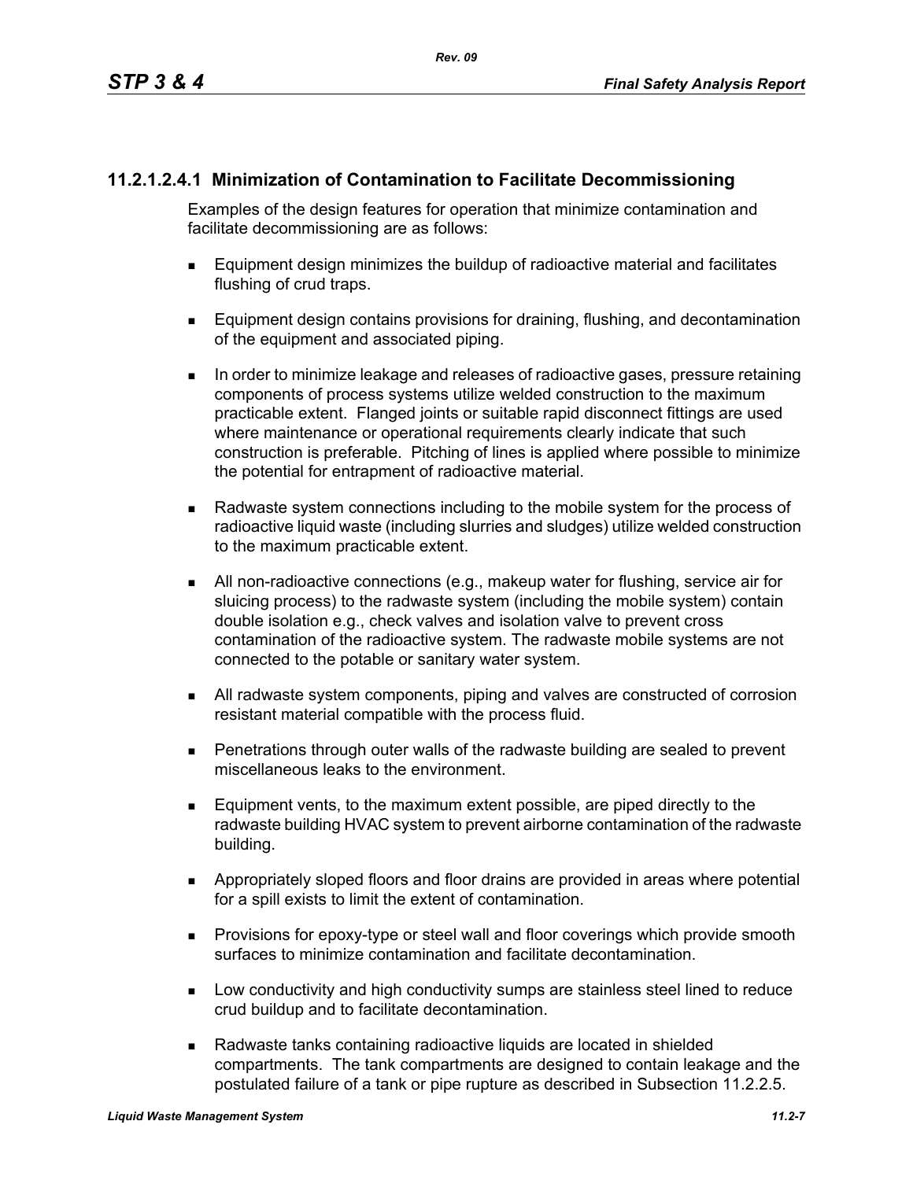#### 11.2.1.2.4.1 Minimization of Contamination to Facilitate Decommissioning

Examples of the design features for operation that minimize contamination and facilitate decommissioning are as follows:

- Equipment design minimizes the buildup of radioactive material and facilitates flushing of crud traps.
- Equipment design contains provisions for draining, flushing, and decontamination of the equipment and associated piping.
- In order to minimize leakage and releases of radioactive gases, pressure retaining components of process systems utilize welded construction to the maximum practicable extent. Flanged joints or suitable rapid disconnect fittings are used where maintenance or operational requirements clearly indicate that such construction is preferable. Pitching of lines is applied where possible to minimize the potential for entrapment of radioactive material.
- Radwaste system connections including to the mobile system for the process of radioactive liquid waste (including slurries and sludges) utilize welded construction to the maximum practicable extent.
- All non-radioactive connections (e.g., makeup water for flushing, service air for sluicing process) to the radwaste system (including the mobile system) contain double isolation e.g., check valves and isolation valve to prevent cross contamination of the radioactive system. The radwaste mobile systems are not connected to the potable or sanitary water system.
- All radwaste system components, piping and valves are constructed of corrosion resistant material compatible with the process fluid.
- Penetrations through outer walls of the radwaste building are sealed to prevent miscellaneous leaks to the environment.
- Equipment vents, to the maximum extent possible, are piped directly to the radwaste building HVAC system to prevent airborne contamination of the radwaste building.
- Appropriately sloped floors and floor drains are provided in areas where potential for a spill exists to limit the extent of contamination.
- Provisions for epoxy-type or steel wall and floor coverings which provide smooth surfaces to minimize contamination and facilitate decontamination.
- Low conductivity and high conductivity sumps are stainless steel lined to reduce crud buildup and to facilitate decontamination.
- Radwaste tanks containing radioactive liquids are located in shielded compartments. The tank compartments are designed to contain leakage and the postulated failure of a tank or pipe rupture as described in Subsection 11.2.2.5.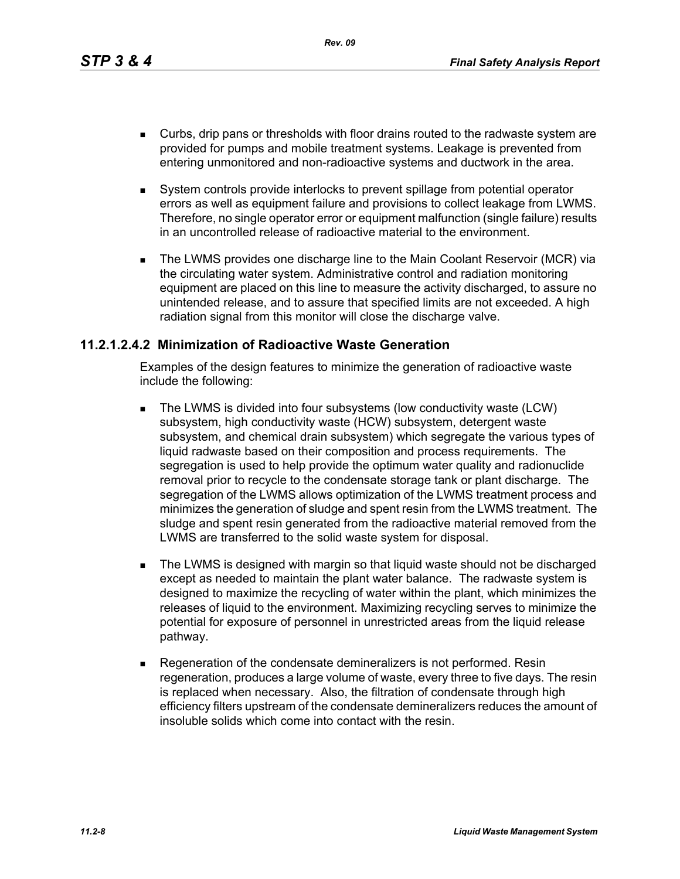- Curbs, drip pans or thresholds with floor drains routed to the radwaste system are provided for pumps and mobile treatment systems. Leakage is prevented from entering unmonitored and non-radioactive systems and ductwork in the area.

- System controls provide interlocks to prevent spillage from potential operator errors as well as equipment failure and provisions to collect leakage from LWMS. Therefore, no single operator error or equipment malfunction (single failure) results in an uncontrolled release of radioactive material to the environment.

- The LWMS provides one discharge line to the Main Coolant Reservoir (MCR) via the circulating water system. Administrative control and radiation monitoring equipment are placed on this line to measure the activity discharged, to assure no unintended release, and to assure that specified limits are not exceeded. A high radiation signal from this monitor will close the discharge valve.

### 11.2.1.2.4.2 Minimization of Radioactive Waste Generation

Examples of the design features to minimize the generation of radioactive waste include the following:

- The LWMS is divided into four subsystems (low conductivity waste (LCW) subsystem, high conductivity waste (HCW) subsystem, detergent waste subsystem, and chemical drain subsystem) which segregate the various types of liquid radwaste based on their composition and process requirements. The segregation is used to help provide the optimum water quality and radionuclide removal prior to recycle to the condensate storage tank or plant discharge. The segregation of the LWMS allows optimization of the LWMS treatment process and minimizes the generation of sludge and spent resin from the LWMS treatment. The sludge and spent resin generated from the radioactive material removed from the LWMS are transferred to the solid waste system for disposal.

- The LWMS is designed with margin so that liquid waste should not be discharged except as needed to maintain the plant water balance. The radwaste system is designed to maximize the recycling of water within the plant, which minimizes the releases of liquid to the environment. Maximizing recycling serves to minimize the potential for exposure of personnel in unrestricted areas from the liquid release pathway.

- Regeneration of the condensate demineralizers is not performed. Resin regeneration, produces a large volume of waste, every three to five days. The resin is replaced when necessary. Also, the filtration of condensate through high efficiency filters upstream of the condensate demineralizers reduces the amount of insoluble solids which come into contact with the resin.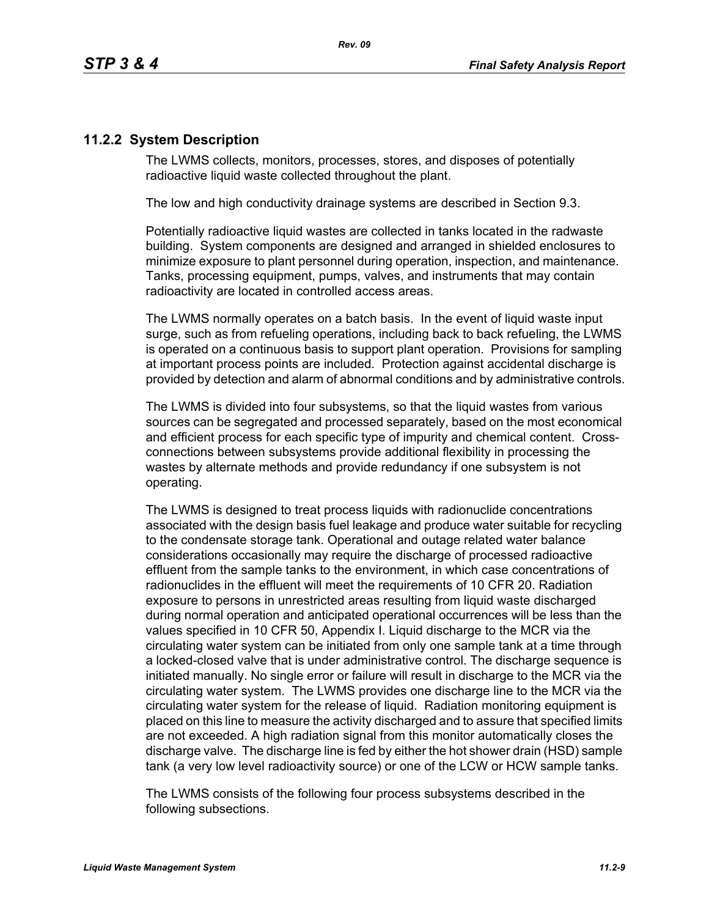## 11.2.2 System Description

The LWMS collects, monitors, processes, stores, and disposes of potentially radioactive liquid waste collected throughout the plant.

The low and high conductivity drainage systems are described in Section 9.3.

Potentially radioactive liquid wastes are collected in tanks located in the radwaste building. System components are designed and arranged in shielded enclosures to minimize exposure to plant personnel during operation, inspection, and maintenance. Tanks, processing equipment, pumps, valves, and instruments that may contain radioactivity are located in controlled access areas.

The LWMS normally operates on a batch basis. In the event of liquid waste input surge, such as from refueling operations, including back to back refueling, the LWMS is operated on a continuous basis to support plant operation. Provisions for sampling at important process points are included. Protection against accidental discharge is provided by detection and alarm of abnormal conditions and by administrative controls.

The LWMS is divided into four subsystems, so that the liquid wastes from various sources can be segregated and processed separately, based on the most economical and efficient process for each specific type of impurity and chemical content. Cross-connections between subsystems provide additional flexibility in processing the wastes by alternate methods and provide redundancy if one subsystem is not operating.

The LWMS is designed to treat process liquids with radionuclide concentrations associated with the design basis fuel leakage and produce water suitable for recycling to the condensate storage tank. Operational and outage related water balance considerations occasionally may require the discharge of processed radioactive effluent from the sample tanks to the environment, in which case concentrations of radionuclides in the effluent will meet the requirements of 10 CFR 20. Radiation exposure to persons in unrestricted areas resulting from liquid waste discharged during normal operation and anticipated operational occurrences will be less than the values specified in 10 CFR 50, Appendix I. Liquid discharge to the MCR via the circulating water system can be initiated from only one sample tank at a time through a locked-closed valve that is under administrative control. The discharge sequence is initiated manually. No single error or failure will result in discharge to the MCR via the circulating water system. The LWMS provides one discharge line to the MCR via the circulating water system for the release of liquid. Radiation monitoring equipment is placed on this line to measure the activity discharged and to assure that specified limits are not exceeded. A high radiation signal from this monitor automatically closes the discharge valve. The discharge line is fed by either the hot shower drain (HSD) sample tank (a very low level radioactivity source) or one of the LCW or HCW sample tanks.

The LWMS consists of the following four process subsystems described in the following subsections.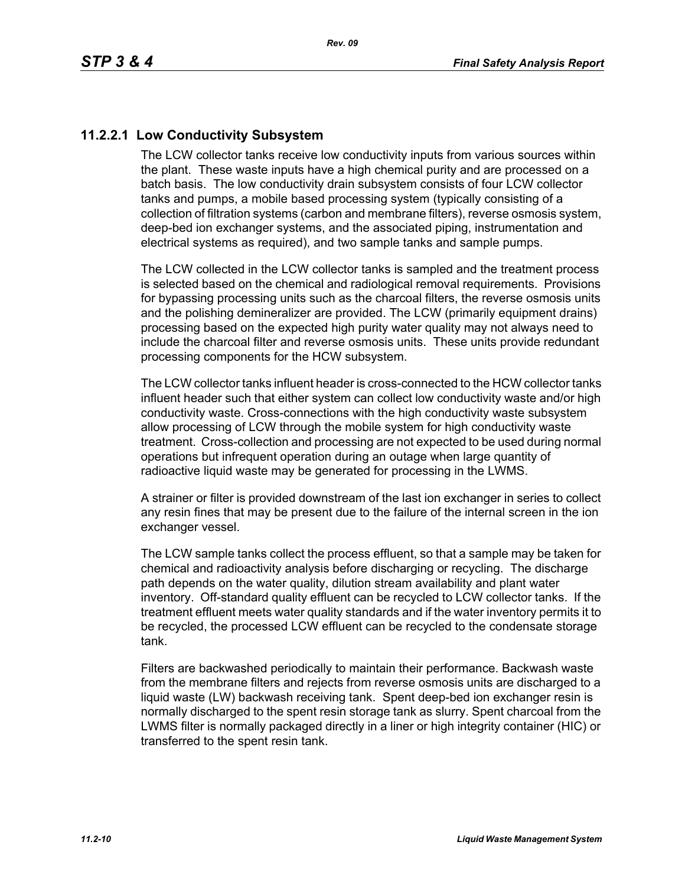### 11.2.2.1 Low Conductivity Subsystem

The LCW collector tanks receive low conductivity inputs from various sources within the plant. These waste inputs have a high chemical purity and are processed on a batch basis. The low conductivity drain subsystem consists of four LCW collector tanks and pumps, a mobile based processing system (typically consisting of a collection of filtration systems (carbon and membrane filters), reverse osmosis system, deep-bed ion exchanger systems, and the associated piping, instrumentation and electrical systems as required), and two sample tanks and sample pumps.

The LCW collected in the LCW collector tanks is sampled and the treatment process is selected based on the chemical and radiological removal requirements. Provisions for bypassing processing units such as the charcoal filters, the reverse osmosis units and the polishing demineralizer are provided. The LCW (primarily equipment drains) processing based on the expected high purity water quality may not always need to include the charcoal filter and reverse osmosis units. These units provide redundant processing components for the HCW subsystem.

The LCW collector tanks influent header is cross-connected to the HCW collector tanks influent header such that either system can collect low conductivity waste and/or high conductivity waste. Cross-connections with the high conductivity waste subsystem allow processing of LCW through the mobile system for high conductivity waste treatment. Cross-collection and processing are not expected to be used during normal operations but infrequent operation during an outage when large quantity of radioactive liquid waste may be generated for processing in the LWMS.

A strainer or filter is provided downstream of the last ion exchanger in series to collect any resin fines that may be present due to the failure of the internal screen in the ion exchanger vessel.

The LCW sample tanks collect the process effluent, so that a sample may be taken for chemical and radioactivity analysis before discharging or recycling. The discharge path depends on the water quality, dilution stream availability and plant water inventory. Off-standard quality effluent can be recycled to LCW collector tanks. If the treatment effluent meets water quality standards and if the water inventory permits it to be recycled, the processed LCW effluent can be recycled to the condensate storage tank.

Filters are backwashed periodically to maintain their performance. Backwash waste from the membrane filters and rejects from reverse osmosis units are discharged to a liquid waste (LW) backwash receiving tank. Spent deep-bed ion exchanger resin is normally discharged to the spent resin storage tank as slurry. Spent charcoal from the LWMS filter is normally packaged directly in a liner or high integrity container (HIC) or transferred to the spent resin tank.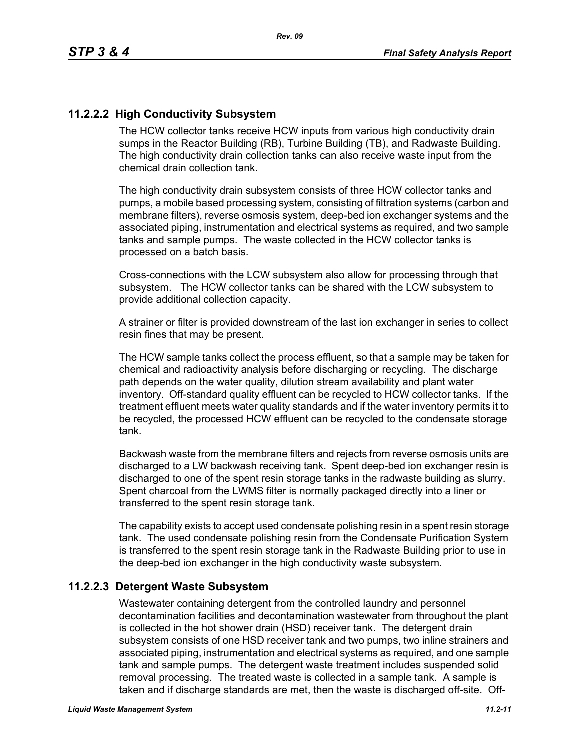### 11.2.2.2 High Conductivity Subsystem

The HCW collector tanks receive HCW inputs from various high conductivity drain sumps in the Reactor Building (RB), Turbine Building (TB), and Radwaste Building. The high conductivity drain collection tanks can also receive waste input from the chemical drain collection tank.

The high conductivity drain subsystem consists of three HCW collector tanks and pumps, a mobile based processing system, consisting of filtration systems (carbon and membrane filters), reverse osmosis system, deep-bed ion exchanger systems and the associated piping, instrumentation and electrical systems as required, and two sample tanks and sample pumps. The waste collected in the HCW collector tanks is processed on a batch basis.

Cross-connections with the LCW subsystem also allow for processing through that subsystem. The HCW collector tanks can be shared with the LCW subsystem to provide additional collection capacity.

A strainer or filter is provided downstream of the last ion exchanger in series to collect resin fines that may be present.

The HCW sample tanks collect the process effluent, so that a sample may be taken for chemical and radioactivity analysis before discharging or recycling. The discharge path depends on the water quality, dilution stream availability and plant water inventory. Off-standard quality effluent can be recycled to HCW collector tanks. If the treatment effluent meets water quality standards and if the water inventory permits it to be recycled, the processed HCW effluent can be recycled to the condensate storage tank.

Backwash waste from the membrane filters and rejects from reverse osmosis units are discharged to a LW backwash receiving tank. Spent deep-bed ion exchanger resin is discharged to one of the spent resin storage tanks in the radwaste building as slurry. Spent charcoal from the LWMS filter is normally packaged directly into a liner or transferred to the spent resin storage tank.

The capability exists to accept used condensate polishing resin in a spent resin storage tank. The used condensate polishing resin from the Condensate Purification System is transferred to the spent resin storage tank in the Radwaste Building prior to use in the deep-bed ion exchanger in the high conductivity waste subsystem.

### 11.2.2.3 Detergent Waste Subsystem

Wastewater containing detergent from the controlled laundry and personnel decontamination facilities and decontamination wastewater from throughout the plant is collected in the hot shower drain (HSD) receiver tank. The detergent drain subsystem consists of one HSD receiver tank and two pumps, two inline strainers and associated piping, instrumentation and electrical systems as required, and one sample tank and sample pumps. The detergent waste treatment includes suspended solid removal processing. The treated waste is collected in a sample tank. A sample is taken and if discharge standards are met, then the waste is discharged off-site. Off-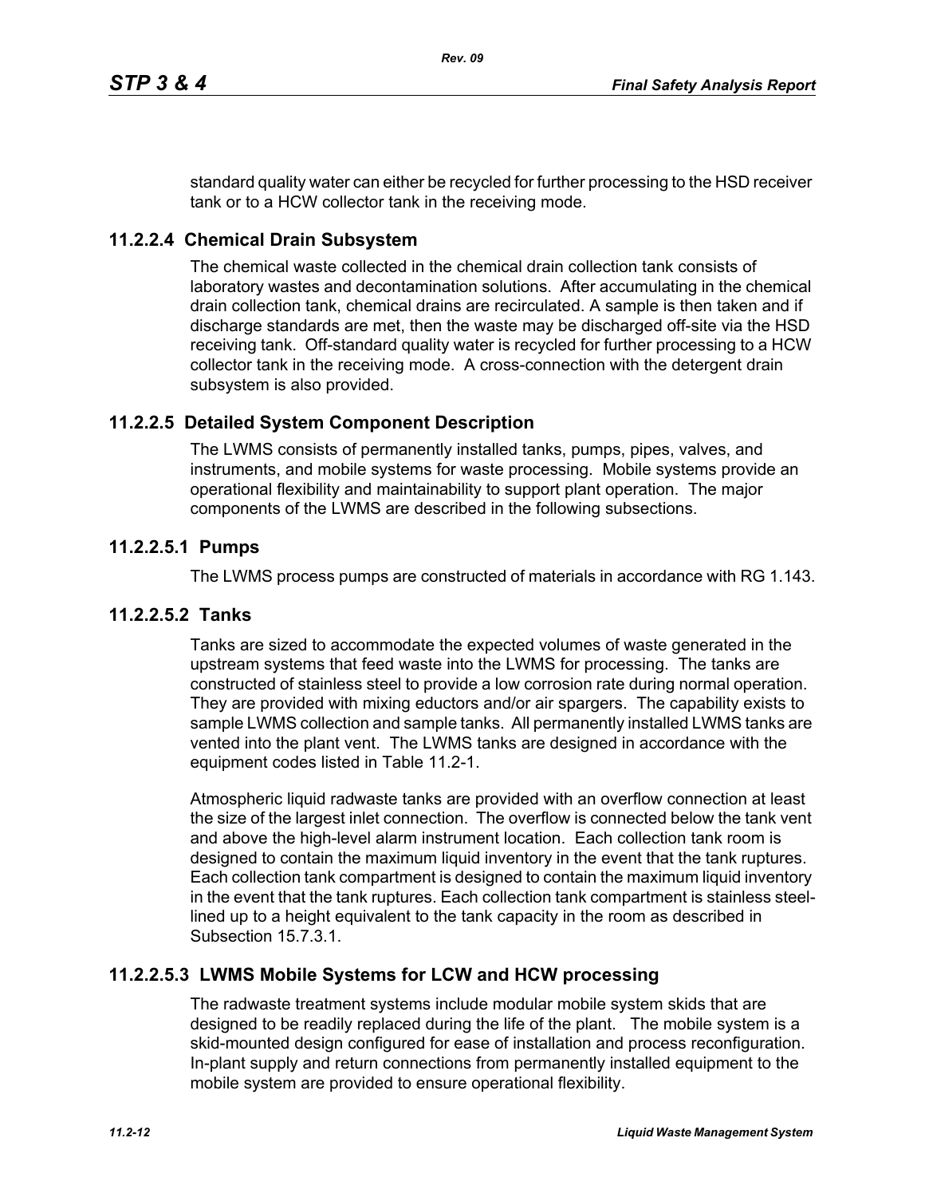standard quality water can either be recycled for further processing to the HSD receiver tank or to a HCW collector tank in the receiving mode.

### 11.2.2.4 Chemical Drain Subsystem

The chemical waste collected in the chemical drain collection tank consists of laboratory wastes and decontamination solutions. After accumulating in the chemical drain collection tank, chemical drains are recirculated. A sample is then taken and if discharge standards are met, then the waste may be discharged off-site via the HSD receiving tank. Off-standard quality water is recycled for further processing to a HCW collector tank in the receiving mode. A cross-connection with the detergent drain subsystem is also provided.

### 11.2.2.5 Detailed System Component Description

The LWMS consists of permanently installed tanks, pumps, pipes, valves, and instruments, and mobile systems for waste processing. Mobile systems provide an operational flexibility and maintainability to support plant operation. The major components of the LWMS are described in the following subsections.

#### 11.2.2.5.1 Pumps

The LWMS process pumps are constructed of materials in accordance with RG 1.143.

#### 11.2.2.5.2 Tanks

Tanks are sized to accommodate the expected volumes of waste generated in the upstream systems that feed waste into the LWMS for processing. The tanks are constructed of stainless steel to provide a low corrosion rate during normal operation. They are provided with mixing eductors and/or air spargers. The capability exists to sample LWMS collection and sample tanks. All permanently installed LWMS tanks are vented into the plant vent. The LWMS tanks are designed in accordance with the equipment codes listed in Table 11.2-1.

Atmospheric liquid radwaste tanks are provided with an overflow connection at least the size of the largest inlet connection. The overflow is connected below the tank vent and above the high-level alarm instrument location. Each collection tank room is designed to contain the maximum liquid inventory in the event that the tank ruptures. Each collection tank compartment is designed to contain the maximum liquid inventory in the event that the tank ruptures. Each collection tank compartment is stainless steel-lined up to a height equivalent to the tank capacity in the room as described in Subsection 15.7.3.1.

#### 11.2.2.5.3 LWMS Mobile Systems for LCW and HCW processing

The radwaste treatment systems include modular mobile system skids that are designed to be readily replaced during the life of the plant. The mobile system is a skid-mounted design configured for ease of installation and process reconfiguration. In-plant supply and return connections from permanently installed equipment to the mobile system are provided to ensure operational flexibility.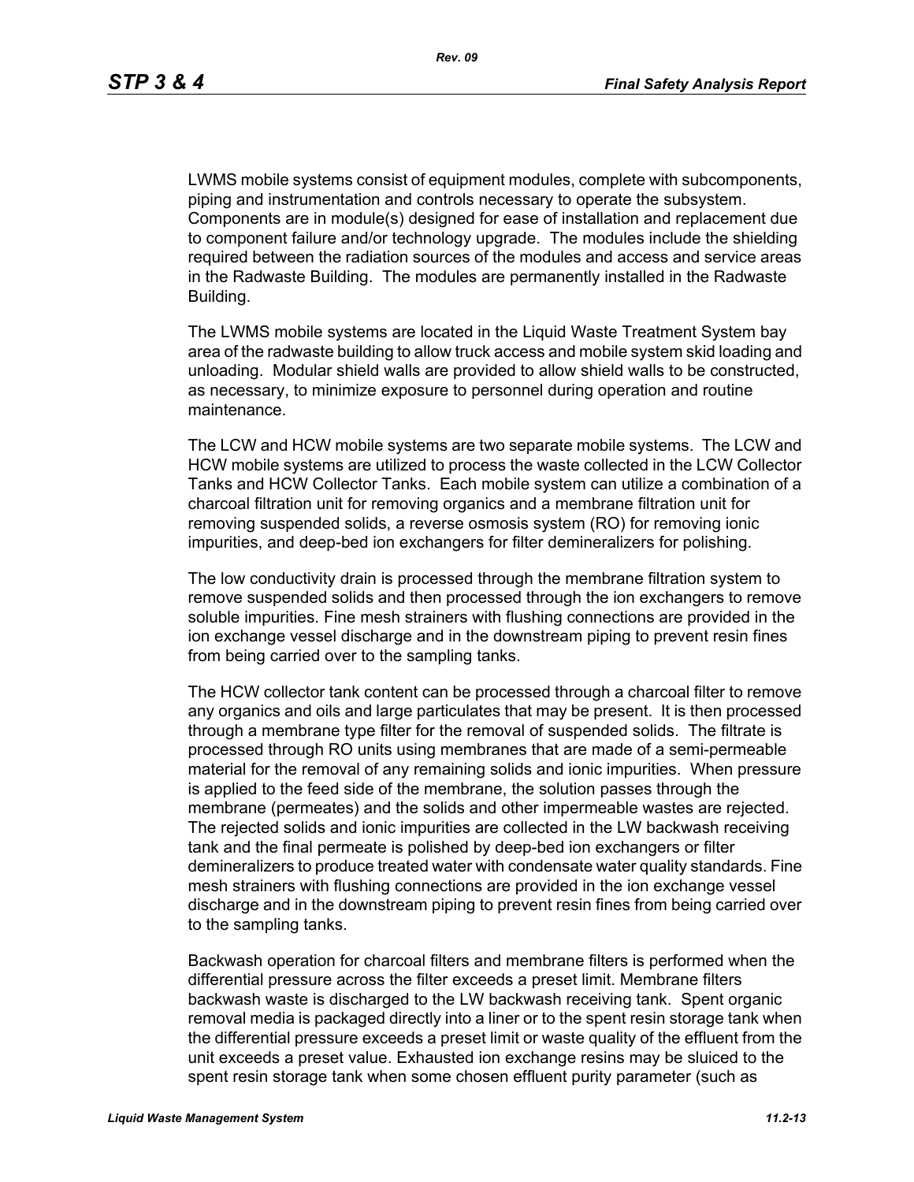LWMS mobile systems consist of equipment modules, complete with subcomponents, piping and instrumentation and controls necessary to operate the subsystem. Components are in module(s) designed for ease of installation and replacement due to component failure and/or technology upgrade. The modules include the shielding required between the radiation sources of the modules and access and service areas in the Radwaste Building. The modules are permanently installed in the Radwaste Building.

The LWMS mobile systems are located in the Liquid Waste Treatment System bay area of the radwaste building to allow truck access and mobile system skid loading and unloading. Modular shield walls are provided to allow shield walls to be constructed, as necessary, to minimize exposure to personnel during operation and routine maintenance.

The LCW and HCW mobile systems are two separate mobile systems. The LCW and HCW mobile systems are utilized to process the waste collected in the LCW Collector Tanks and HCW Collector Tanks. Each mobile system can utilize a combination of a charcoal filtration unit for removing organics and a membrane filtration unit for removing suspended solids, a reverse osmosis system (RO) for removing ionic impurities, and deep-bed ion exchangers for filter demineralizers for polishing.

The low conductivity drain is processed through the membrane filtration system to remove suspended solids and then processed through the ion exchangers to remove soluble impurities. Fine mesh strainers with flushing connections are provided in the ion exchange vessel discharge and in the downstream piping to prevent resin fines from being carried over to the sampling tanks.

The HCW collector tank content can be processed through a charcoal filter to remove any organics and oils and large particulates that may be present. It is then processed through a membrane type filter for the removal of suspended solids. The filtrate is processed through RO units using membranes that are made of a semi-permeable material for the removal of any remaining solids and ionic impurities. When pressure is applied to the feed side of the membrane, the solution passes through the membrane (permeates) and the solids and other impermeable wastes are rejected. The rejected solids and ionic impurities are collected in the LW backwash receiving tank and the final permeate is polished by deep-bed ion exchangers or filter demineralizers to produce treated water with condensate water quality standards. Fine mesh strainers with flushing connections are provided in the ion exchange vessel discharge and in the downstream piping to prevent resin fines from being carried over to the sampling tanks.

Backwash operation for charcoal filters and membrane filters is performed when the differential pressure across the filter exceeds a preset limit. Membrane filters backwash waste is discharged to the LW backwash receiving tank. Spent organic removal media is packaged directly into a liner or to the spent resin storage tank when the differential pressure exceeds a preset limit or waste quality of the effluent from the unit exceeds a preset value. Exhausted ion exchange resins may be sluiced to the spent resin storage tank when some chosen effluent purity parameter (such as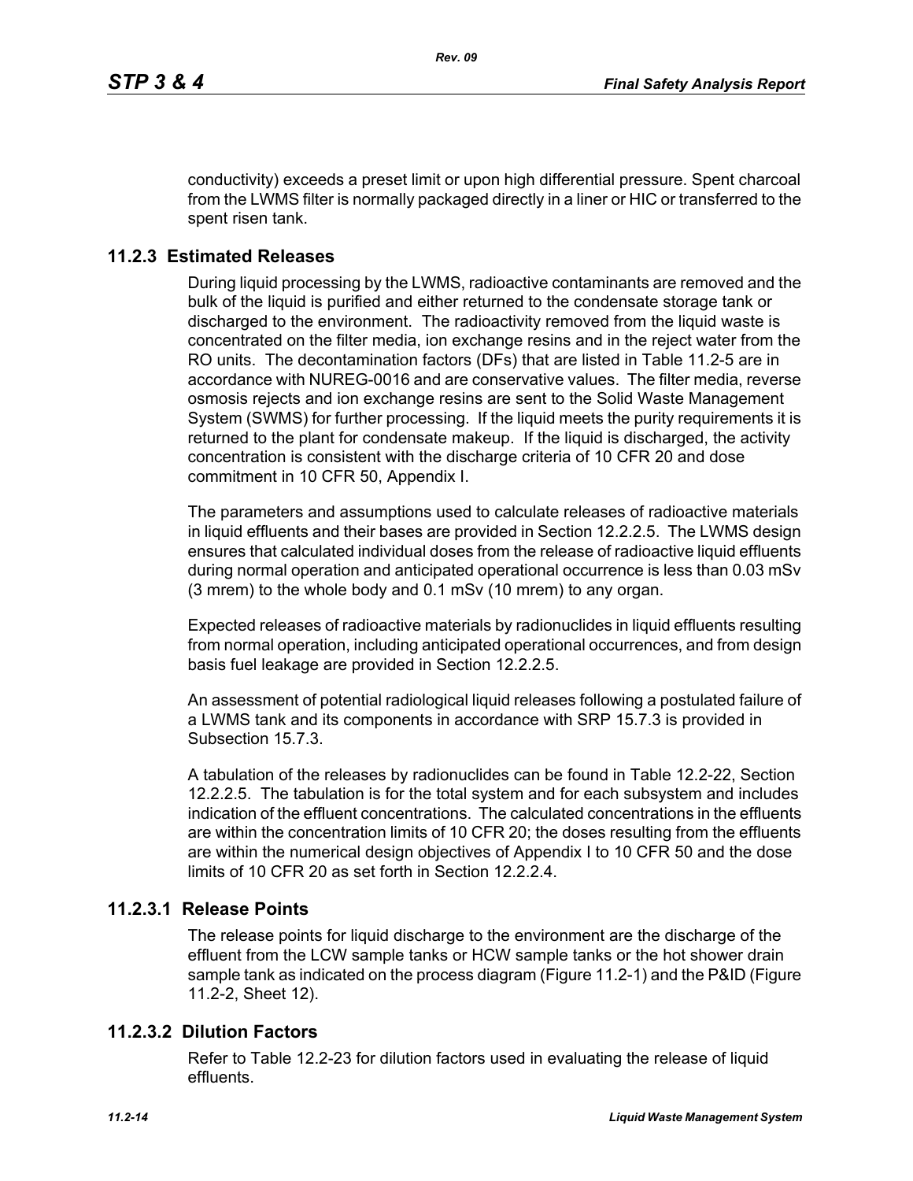conductivity) exceeds a preset limit or upon high differential pressure. Spent charcoal from the LWMS filter is normally packaged directly in a liner or HIC or transferred to the spent risen tank.

## 11.2.3 Estimated Releases

During liquid processing by the LWMS, radioactive contaminants are removed and the bulk of the liquid is purified and either returned to the condensate storage tank or discharged to the environment. The radioactivity removed from the liquid waste is concentrated on the filter media, ion exchange resins and in the reject water from the RO units. The decontamination factors (DFs) that are listed in Table 11.2-5 are in accordance with NUREG-0016 and are conservative values. The filter media, reverse osmosis rejects and ion exchange resins are sent to the Solid Waste Management System (SWMS) for further processing. If the liquid meets the purity requirements it is returned to the plant for condensate makeup. If the liquid is discharged, the activity concentration is consistent with the discharge criteria of 10 CFR 20 and dose commitment in 10 CFR 50, Appendix I.

The parameters and assumptions used to calculate releases of radioactive materials in liquid effluents and their bases are provided in Section 12.2.2.5. The LWMS design ensures that calculated individual doses from the release of radioactive liquid effluents during normal operation and anticipated operational occurrence is less than 0.03 mSv (3 mrem) to the whole body and 0.1 mSv (10 mrem) to any organ.

Expected releases of radioactive materials by radionuclides in liquid effluents resulting from normal operation, including anticipated operational occurrences, and from design basis fuel leakage are provided in Section 12.2.2.5.

An assessment of potential radiological liquid releases following a postulated failure of a LWMS tank and its components in accordance with SRP 15.7.3 is provided in Subsection 15.7.3.

A tabulation of the releases by radionuclides can be found in Table 12.2-22, Section 12.2.2.5. The tabulation is for the total system and for each subsystem and includes indication of the effluent concentrations. The calculated concentrations in the effluents are within the concentration limits of 10 CFR 20; the doses resulting from the effluents are within the numerical design objectives of Appendix I to 10 CFR 50 and the dose limits of 10 CFR 20 as set forth in Section 12.2.2.4.

### 11.2.3.1 Release Points

The release points for liquid discharge to the environment are the discharge of the effluent from the LCW sample tanks or HCW sample tanks or the hot shower drain sample tank as indicated on the process diagram (Figure 11.2-1) and the P&ID (Figure 11.2-2, Sheet 12).

### 11.2.3.2 Dilution Factors

Refer to Table 12.2-23 for dilution factors used in evaluating the release of liquid effluents.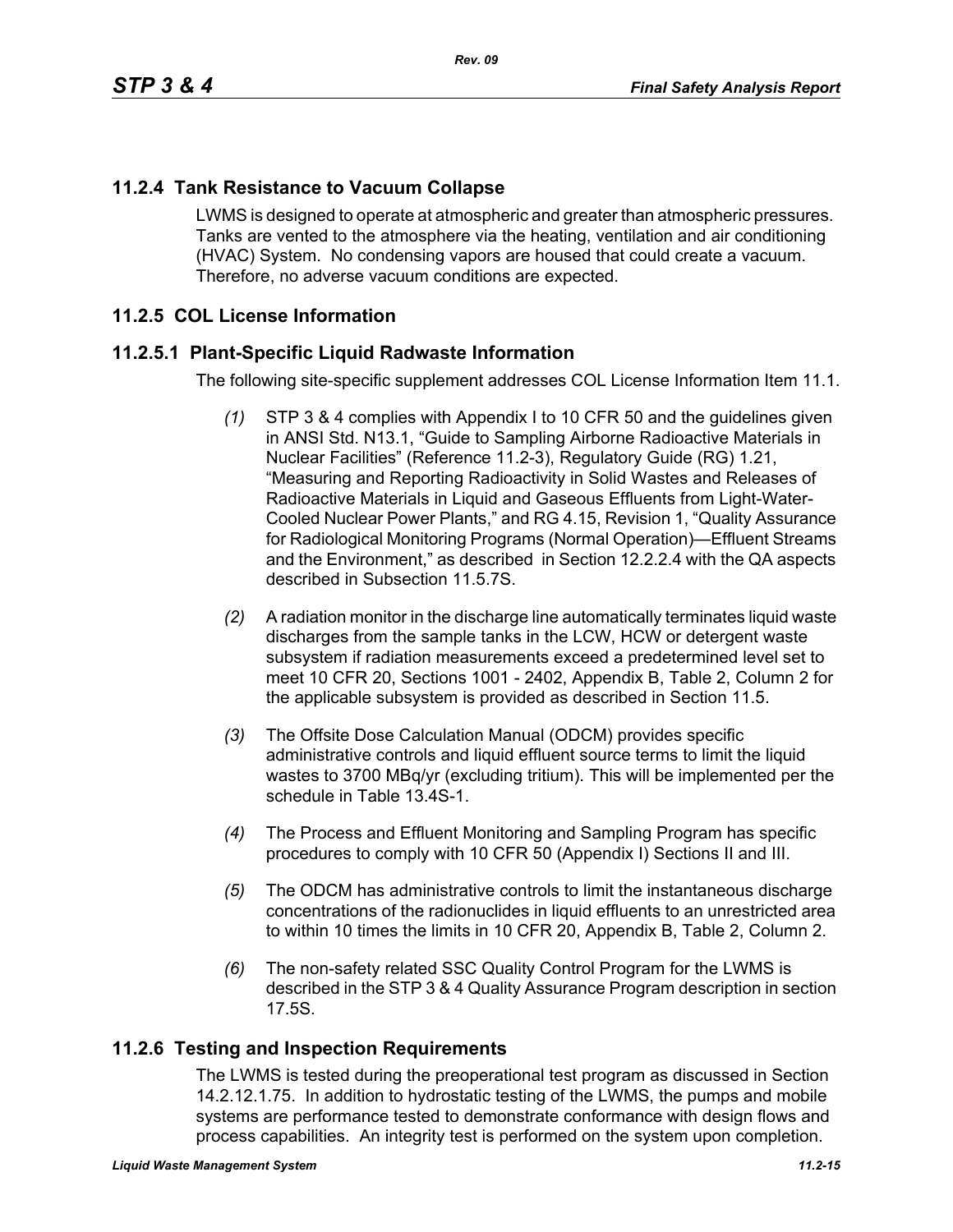## 11.2.4 Tank Resistance to Vacuum Collapse

LWMS is designed to operate at atmospheric and greater than atmospheric pressures. Tanks are vented to the atmosphere via the heating, ventilation and air conditioning (HVAC) System. No condensing vapors are housed that could create a vacuum. Therefore, no adverse vacuum conditions are expected.

## 11.2.5 COL License Information

### 11.2.5.1 Plant-Specific Liquid Radwaste Information

The following site-specific supplement addresses COL License Information Item 11.1.

*(1)* STP 3 & 4 complies with Appendix I to 10 CFR 50 and the guidelines given in ANSI Std. N13.1, "Guide to Sampling Airborne Radioactive Materials in Nuclear Facilities" (Reference 11.2-3), Regulatory Guide (RG) 1.21, "Measuring and Reporting Radioactivity in Solid Wastes and Releases of Radioactive Materials in Liquid and Gaseous Effluents from Light-Water-Cooled Nuclear Power Plants," and RG 4.15, Revision 1, "Quality Assurance for Radiological Monitoring Programs (Normal Operation)—Effluent Streams and the Environment," as described in Section 12.2.2.4 with the QA aspects described in Subsection 11.5.7S.

*(2)* A radiation monitor in the discharge line automatically terminates liquid waste discharges from the sample tanks in the LCW, HCW or detergent waste subsystem if radiation measurements exceed a predetermined level set to meet 10 CFR 20, Sections 1001 - 2402, Appendix B, Table 2, Column 2 for the applicable subsystem is provided as described in Section 11.5.

*(3)* The Offsite Dose Calculation Manual (ODCM) provides specific administrative controls and liquid effluent source terms to limit the liquid wastes to 3700 MBq/yr (excluding tritium). This will be implemented per the schedule in Table 13.4S-1.

*(4)* The Process and Effluent Monitoring and Sampling Program has specific procedures to comply with 10 CFR 50 (Appendix I) Sections II and III.

*(5)* The ODCM has administrative controls to limit the instantaneous discharge concentrations of the radionuclides in liquid effluents to an unrestricted area to within 10 times the limits in 10 CFR 20, Appendix B, Table 2, Column 2.

*(6)* The non-safety related SSC Quality Control Program for the LWMS is described in the STP 3 & 4 Quality Assurance Program description in section 17.5S.

## 11.2.6 Testing and Inspection Requirements

The LWMS is tested during the preoperational test program as discussed in Section 14.2.12.1.75. In addition to hydrostatic testing of the LWMS, the pumps and mobile systems are performance tested to demonstrate conformance with design flows and process capabilities. An integrity test is performed on the system upon completion.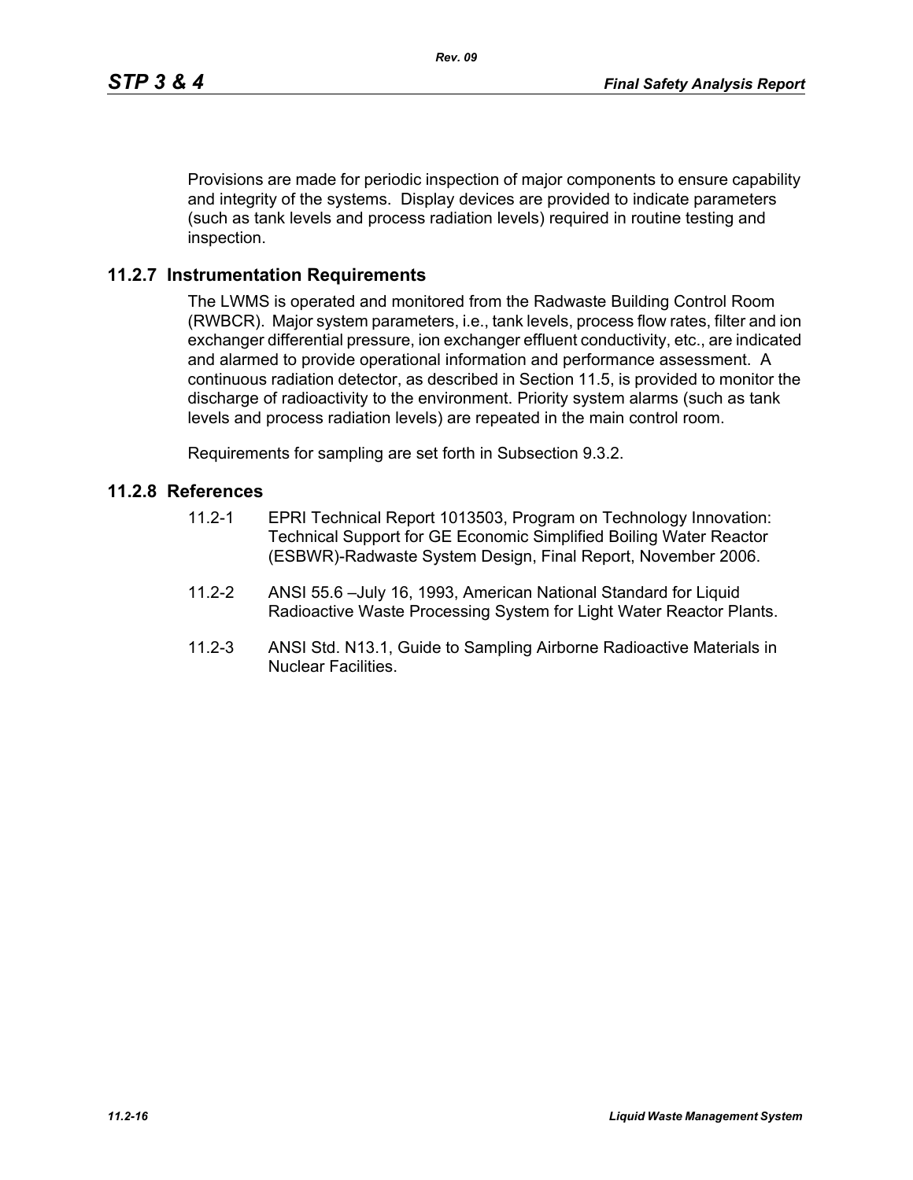Provisions are made for periodic inspection of major components to ensure capability and integrity of the systems. Display devices are provided to indicate parameters (such as tank levels and process radiation levels) required in routine testing and inspection.

## 11.2.7 Instrumentation Requirements

The LWMS is operated and monitored from the Radwaste Building Control Room (RWBCR). Major system parameters, i.e., tank levels, process flow rates, filter and ion exchanger differential pressure, ion exchanger effluent conductivity, etc., are indicated and alarmed to provide operational information and performance assessment. A continuous radiation detector, as described in Section 11.5, is provided to monitor the discharge of radioactivity to the environment. Priority system alarms (such as tank levels and process radiation levels) are repeated in the main control room.

Requirements for sampling are set forth in Subsection 9.3.2.

## 11.2.8 References

11.2-1 EPRI Technical Report 1013503, Program on Technology Innovation: Technical Support for GE Economic Simplified Boiling Water Reactor (ESBWR)-Radwaste System Design, Final Report, November 2006.

11.2-2 ANSI 55.6 –July 16, 1993, American National Standard for Liquid Radioactive Waste Processing System for Light Water Reactor Plants.

11.2-3 ANSI Std. N13.1, Guide to Sampling Airborne Radioactive Materials in Nuclear Facilities.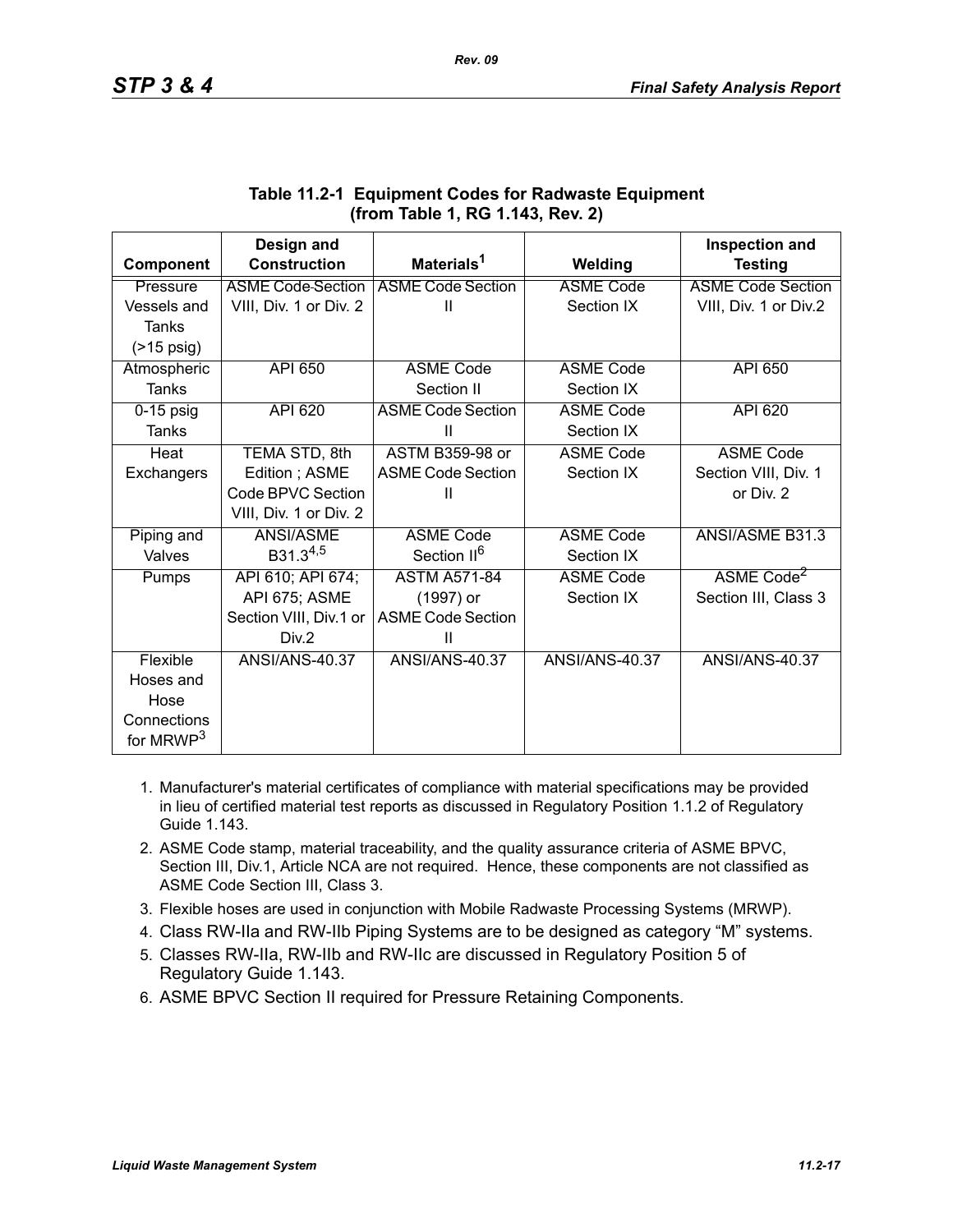**Table 11.2-1 Equipment Codes for Radwaste Equipment (from Table 1, RG 1.143, Rev. 2)**

| Component | Design and Construction | Materials[1] | Welding | Inspection and Testing |
|---|---|---|---|---|
| Pressure Vessels and Tanks (>15 psig) | ASME Code Section VIII, Div. 1 or Div. 2 | ASME Code Section II | ASME Code Section IX | ASME Code Section VIII, Div. 1 or Div.2 |
| Atmospheric Tanks | API 650 | ASME Code Section II | ASME Code Section IX | API 650 |
| 0-15 psig Tanks | API 620 | ASME Code Section II | ASME Code Section IX | API 620 |
| Heat Exchangers | TEMA STD, 8th Edition ; ASME Code BPVC Section VIII, Div. 1 or Div. 2 | ASTM B359-98 or ASME Code Section II | ASME Code Section IX | ASME Code Section VIII, Div. 1 or Div. 2 |
| Piping and Valves | ANSI/ASME B31.3[4,5] | ASME Code Section II[6] | ASME Code Section IX | ANSI/ASME B31.3 |
| Pumps | API 610; API 674; API 675; ASME Section VIII, Div.1 or Div.2 | ASTM A571-84 (1997) or ASME Code Section II | ASME Code Section IX | ASME Code[2] Section III, Class 3 |
| Flexible Hoses and Hose Connections for MRWP[3] | ANSI/ANS-40.37 | ANSI/ANS-40.37 | ANSI/ANS-40.37 | ANSI/ANS-40.37 |

1. Manufacturer's material certificates of compliance with material specifications may be provided in lieu of certified material test reports as discussed in Regulatory Position 1.1.2 of Regulatory Guide 1.143.
2. ASME Code stamp, material traceability, and the quality assurance criteria of ASME BPVC, Section III, Div.1, Article NCA are not required. Hence, these components are not classified as ASME Code Section III, Class 3.
3. Flexible hoses are used in conjunction with Mobile Radwaste Processing Systems (MRWP).
4. Class RW-IIa and RW-IIb Piping Systems are to be designed as category "M" systems.
5. Classes RW-IIa, RW-IIb and RW-IIc are discussed in Regulatory Position 5 of Regulatory Guide 1.143.
6. ASME BPVC Section II required for Pressure Retaining Components.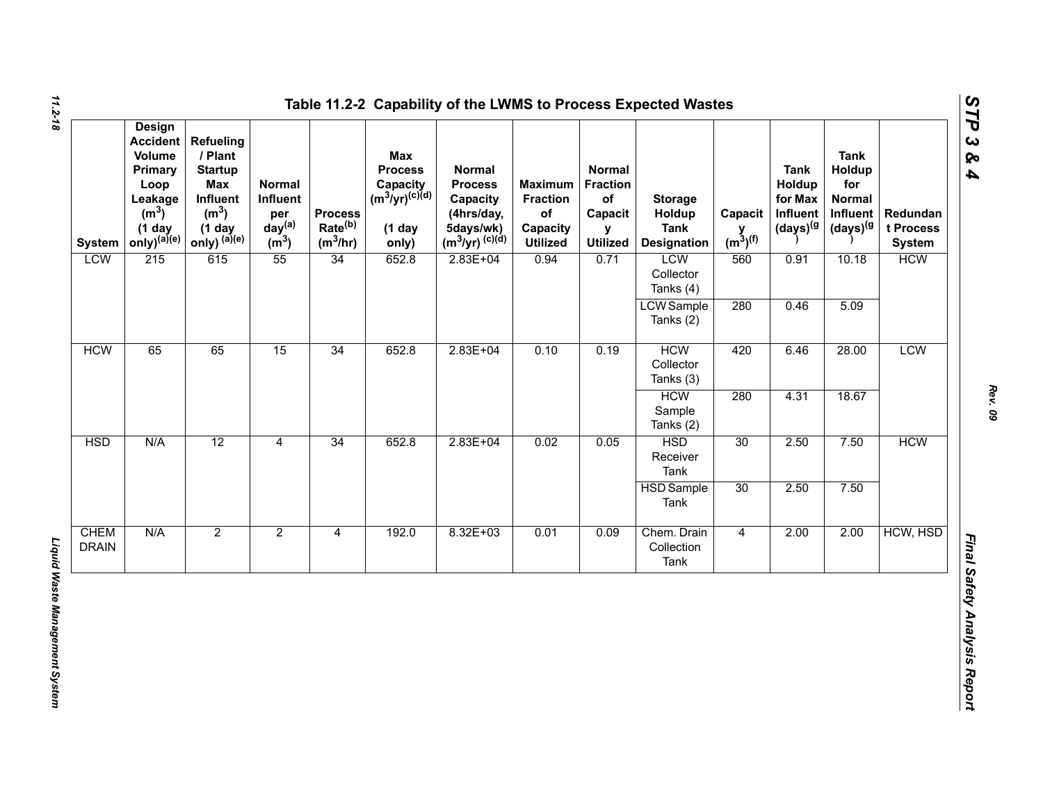## Table 11.2-2 Capability of the LWMS to Process Expected Wastes

| System | Design Accident Volume Primary Loop Leakage ($m^3$) (1 day only)[(a)(e)] | Refueling / Plant Startup Max Influent ($m^3$) (1 day only) [(a)(e)] | Normal Influent per day[(a)] ($m^3$) | Process Rate[(b)] ($m^3$/hr) | Max Process Capacity ($m^3$/yr)[(c)(d)] (1 day only) | Normal Process Capacity (4hrs/day, 5days/wk) ($m^3$/yr) [(c)(d)] | Maximum Fraction of Capacity Utilized | Normal Fraction of Capacity Utilized | Storage Holdup Tank Designation | Capacity ($m^3$)[(f)] | Tank Holdup for Max Influent (days)[(g)] | Tank Holdup for Normal Influent (days)[(g)] | Redundant Process System |
|---|---|---|---|---|---|---|---|---|---|---|---|---|---|
| LCW | 215 | 615 | 55 | 34 | 652.8 | 2.83E+04 | 0.94 | 0.71 | LCW Collector Tanks (4) | 560 | 0.91 | 10.18 | HCW |
| | | | | | | | | | LCW Sample Tanks (2) | 280 | 0.46 | 5.09 | |
| HCW | 65 | 65 | 15 | 34 | 652.8 | 2.83E+04 | 0.10 | 0.19 | HCW Collector Tanks (3) | 420 | 6.46 | 28.00 | LCW |
| | | | | | | | | | HCW Sample Tanks (2) | 280 | 4.31 | 18.67 | |
| HSD | N/A | 12 | 4 | 34 | 652.8 | 2.83E+04 | 0.02 | 0.05 | HSD Receiver Tank | 30 | 2.50 | 7.50 | HCW |
| | | | | | | | | | HSD Sample Tank | 30 | 2.50 | 7.50 | |
| CHEM DRAIN | N/A | 2 | 2 | 4 | 192.0 | 8.32E+03 | 0.01 | 0.09 | Chem. Drain Collection Tank | 4 | 2.00 | 2.00 | HCW, HSD |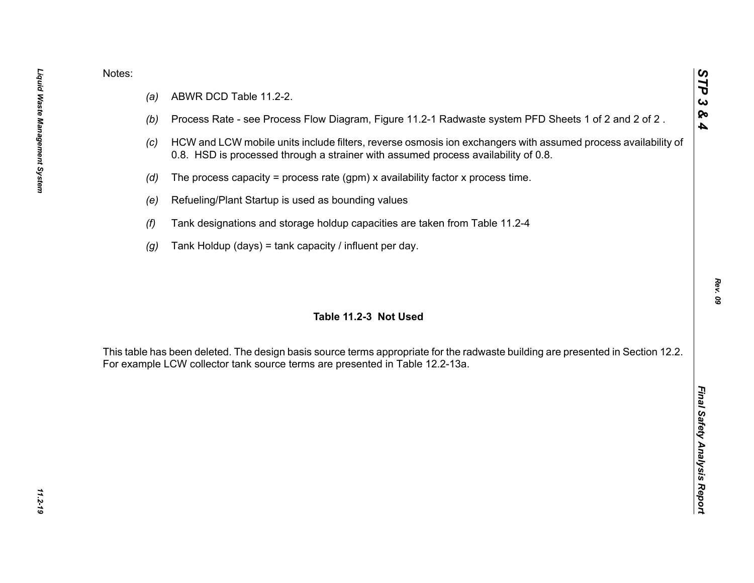Notes:

- *(a)* ABWR DCD Table 11.2-2.
- *(b)* Process Rate - see Process Flow Diagram, Figure 11.2-1 Radwaste system PFD Sheets 1 of 2 and 2 of 2 .
- *(c)* HCW and LCW mobile units include filters, reverse osmosis ion exchangers with assumed process availability of 0.8. HSD is processed through a strainer with assumed process availability of 0.8.
- *(d)* The process capacity = process rate (gpm) x availability factor x process time.
- *(e)* Refueling/Plant Startup is used as bounding values
- *(f)* Tank designations and storage holdup capacities are taken from Table 11.2-4
- *(g)* Tank Holdup (days) = tank capacity / influent per day.

## Table 11.2-3 Not Used

This table has been deleted. The design basis source terms appropriate for the radwaste building are presented in Section 12.2. For example LCW collector tank source terms are presented in Table 12.2-13a.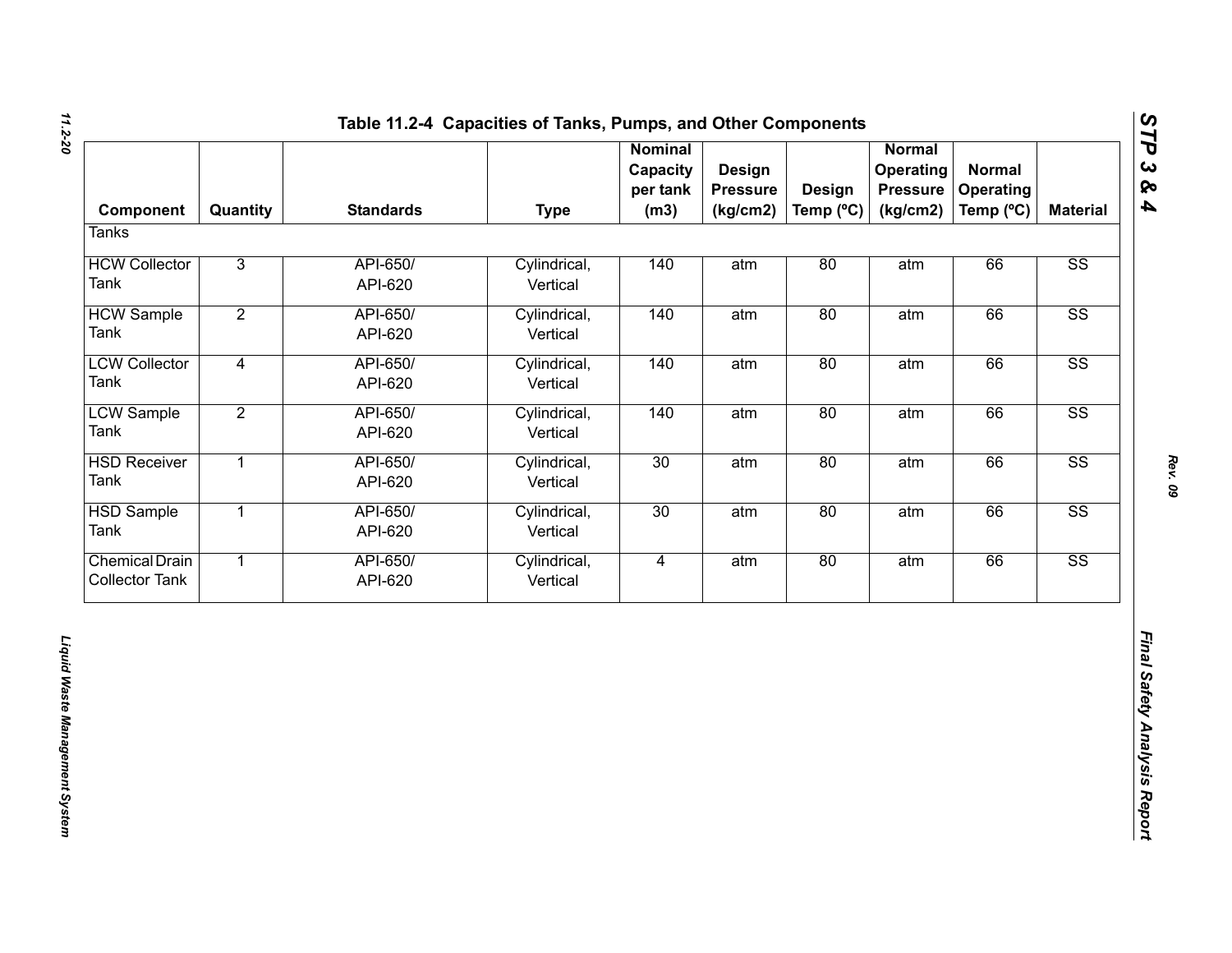**Table 11.2-4 Capacities of Tanks, Pumps, and Other Components**

| Component | Quantity | Standards | Type | Nominal Capacity per tank (m3) | Design Pressure (kg/cm2) | Design Temp (ºC) | Normal Operating Pressure (kg/cm2) | Normal Operating Temp (ºC) | Material |
|---|---|---|---|---|---|---|---|---|---|
| Tanks | | | | | | | | | |
| HCW Collector Tank | 3 | API-650/ API-620 | Cylindrical, Vertical | 140 | atm | 80 | atm | 66 | SS |
| HCW Sample Tank | 2 | API-650/ API-620 | Cylindrical, Vertical | 140 | atm | 80 | atm | 66 | SS |
| LCW Collector Tank | 4 | API-650/ API-620 | Cylindrical, Vertical | 140 | atm | 80 | atm | 66 | SS |
| LCW Sample Tank | 2 | API-650/ API-620 | Cylindrical, Vertical | 140 | atm | 80 | atm | 66 | SS |
| HSD Receiver Tank | 1 | API-650/ API-620 | Cylindrical, Vertical | 30 | atm | 80 | atm | 66 | SS |
| HSD Sample Tank | 1 | API-650/ API-620 | Cylindrical, Vertical | 30 | atm | 80 | atm | 66 | SS |
| Chemical Drain Collector Tank | 1 | API-650/ API-620 | Cylindrical, Vertical | 4 | atm | 80 | atm | 66 | SS |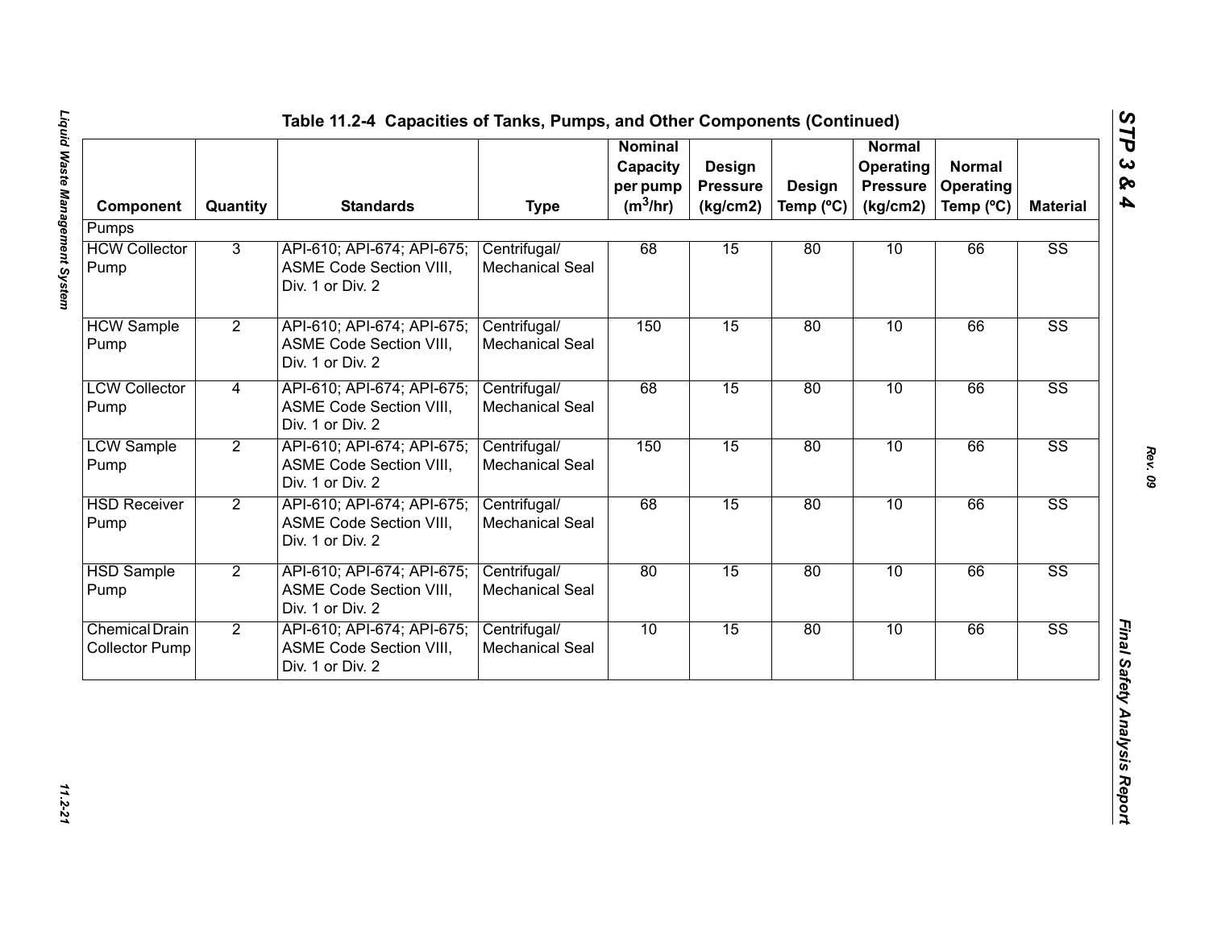## Table 11.2-4 Capacities of Tanks, Pumps, and Other Components (Continued)

| Component | Quantity | Standards | Type | Nominal Capacity per pump ($m^3$/hr) | Design Pressure (kg/cm2) | Design Temp (ºC) | Normal Operating Pressure (kg/cm2) | Normal Operating Temp (ºC) | Material |
|---|---|---|---|---|---|---|---|---|---|
| Pumps | | | | | | | | | |
| HCW Collector Pump | 3 | API-610; API-674; API-675; ASME Code Section VIII, Div. 1 or Div. 2 | Centrifugal/ Mechanical Seal | 68 | 15 | 80 | 10 | 66 | SS |
| HCW Sample Pump | 2 | API-610; API-674; API-675; ASME Code Section VIII, Div. 1 or Div. 2 | Centrifugal/ Mechanical Seal | 150 | 15 | 80 | 10 | 66 | SS |
| LCW Collector Pump | 4 | API-610; API-674; API-675; ASME Code Section VIII, Div. 1 or Div. 2 | Centrifugal/ Mechanical Seal | 68 | 15 | 80 | 10 | 66 | SS |
| LCW Sample Pump | 2 | API-610; API-674; API-675; ASME Code Section VIII, Div. 1 or Div. 2 | Centrifugal/ Mechanical Seal | 150 | 15 | 80 | 10 | 66 | SS |
| HSD Receiver Pump | 2 | API-610; API-674; API-675; ASME Code Section VIII, Div. 1 or Div. 2 | Centrifugal/ Mechanical Seal | 68 | 15 | 80 | 10 | 66 | SS |
| HSD Sample Pump | 2 | API-610; API-674; API-675; ASME Code Section VIII, Div. 1 or Div. 2 | Centrifugal/ Mechanical Seal | 80 | 15 | 80 | 10 | 66 | SS |
| Chemical Drain Collector Pump | 2 | API-610; API-674; API-675; ASME Code Section VIII, Div. 1 or Div. 2 | Centrifugal/ Mechanical Seal | 10 | 15 | 80 | 10 | 66 | SS |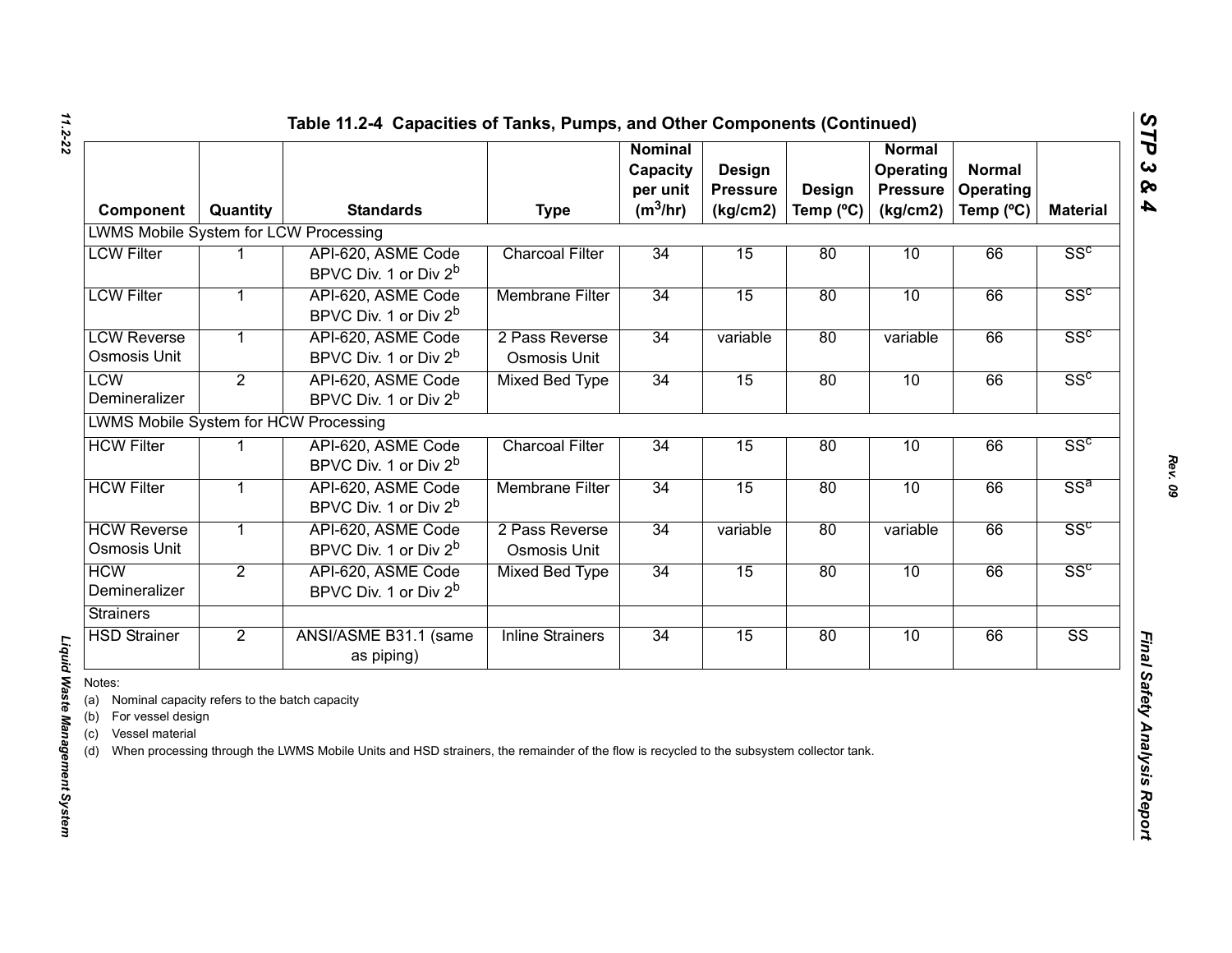## Table 11.2-4 Capacities of Tanks, Pumps, and Other Components (Continued)

| Component | Quantity | Standards | Type | Nominal Capacity per unit ($m^3$/hr) | Design Pressure (kg/cm2) | Design Temp (ºC) | Normal Operating Pressure (kg/cm2) | Normal Operating Temp (ºC) | Material |
|---|---|---|---|---|---|---|---|---|---|
| LWMS Mobile System for LCW Processing | | | | | | | | | |
| LCW Filter | 1 | API-620, ASME Code BPVC Div. 1 or Div 2[b] | Charcoal Filter | 34 | 15 | 80 | 10 | 66 | SS[c] |
| LCW Filter | 1 | API-620, ASME Code BPVC Div. 1 or Div 2[b] | Membrane Filter | 34 | 15 | 80 | 10 | 66 | SS[c] |
| LCW Reverse Osmosis Unit | 1 | API-620, ASME Code BPVC Div. 1 or Div 2[b] | 2 Pass Reverse Osmosis Unit | 34 | variable | 80 | variable | 66 | SS[c] |
| LCW Demineralizer | 2 | API-620, ASME Code BPVC Div. 1 or Div 2[b] | Mixed Bed Type | 34 | 15 | 80 | 10 | 66 | SS[c] |
| LWMS Mobile System for HCW Processing | | | | | | | | | |
| HCW Filter | 1 | API-620, ASME Code BPVC Div. 1 or Div 2[b] | Charcoal Filter | 34 | 15 | 80 | 10 | 66 | SS[c] |
| HCW Filter | 1 | API-620, ASME Code BPVC Div. 1 or Div 2[b] | Membrane Filter | 34 | 15 | 80 | 10 | 66 | SS[a] |
| HCW Reverse Osmosis Unit | 1 | API-620, ASME Code BPVC Div. 1 or Div 2[b] | 2 Pass Reverse Osmosis Unit | 34 | variable | 80 | variable | 66 | SS[c] |
| HCW Demineralizer | 2 | API-620, ASME Code BPVC Div. 1 or Div 2[b] | Mixed Bed Type | 34 | 15 | 80 | 10 | 66 | SS[c] |
| Strainers | | | | | | | | | |
| HSD Strainer | 2 | ANSI/ASME B31.1 (same as piping) | Inline Strainers | 34 | 15 | 80 | 10 | 66 | SS |

Notes:

(a) Nominal capacity refers to the batch capacity

(b) For vessel design

(c) Vessel material

(d) When processing through the LWMS Mobile Units and HSD strainers, the remainder of the flow is recycled to the subsystem collector tank.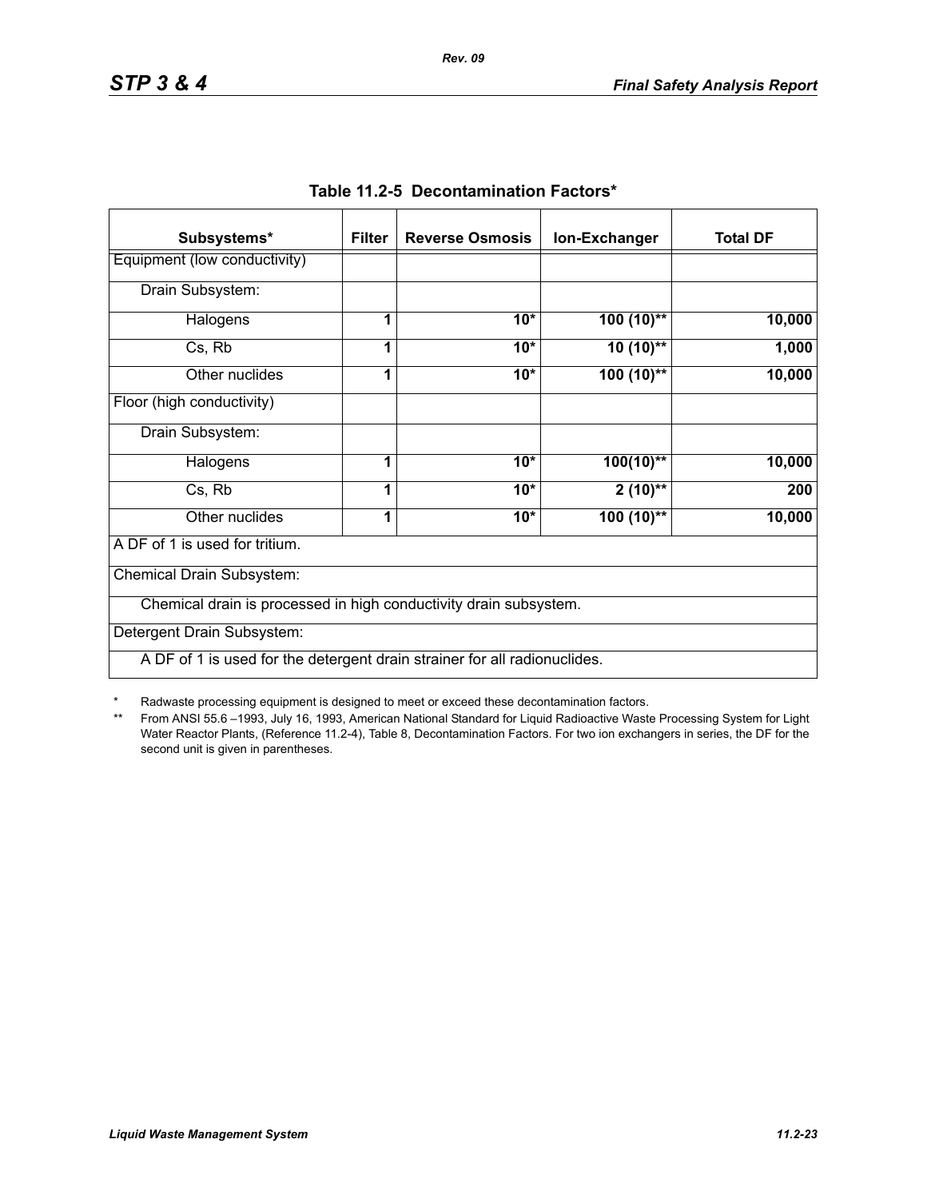**Table 11.2-5 Decontamination Factors***

| Subsystems* | Filter | Reverse Osmosis | Ion-Exchanger | Total DF |
|---|---|---|---|---|
| Equipment (low conductivity) | | | | |
| Drain Subsystem: | | | | |
| Halogens | **1** | **10*** | **100 (10)**** | **10,000** |
| Cs, Rb | **1** | **10*** | **10 (10)**** | **1,000** |
| Other nuclides | **1** | **10*** | **100 (10)**** | **10,000** |
| Floor (high conductivity) | | | | |
| Drain Subsystem: | | | | |
| Halogens | **1** | **10*** | **100(10)**** | **10,000** |
| Cs, Rb | **1** | **10*** | **2 (10)**** | **200** |
| Other nuclides | **1** | **10*** | **100 (10)**** | **10,000** |
| A DF of 1 is used for tritium. | | | | |
| Chemical Drain Subsystem: | | | | |
| Chemical drain is processed in high conductivity drain subsystem. | | | | |
| Detergent Drain Subsystem: | | | | |
| A DF of 1 is used for the detergent drain strainer for all radionuclides. | | | | |

\* Radwaste processing equipment is designed to meet or exceed these decontamination factors.

\*\* From ANSI 55.6 –1993, July 16, 1993, American National Standard for Liquid Radioactive Waste Processing System for Light Water Reactor Plants, (Reference 11.2-4), Table 8, Decontamination Factors. For two ion exchangers in series, the DF for the second unit is given in parentheses.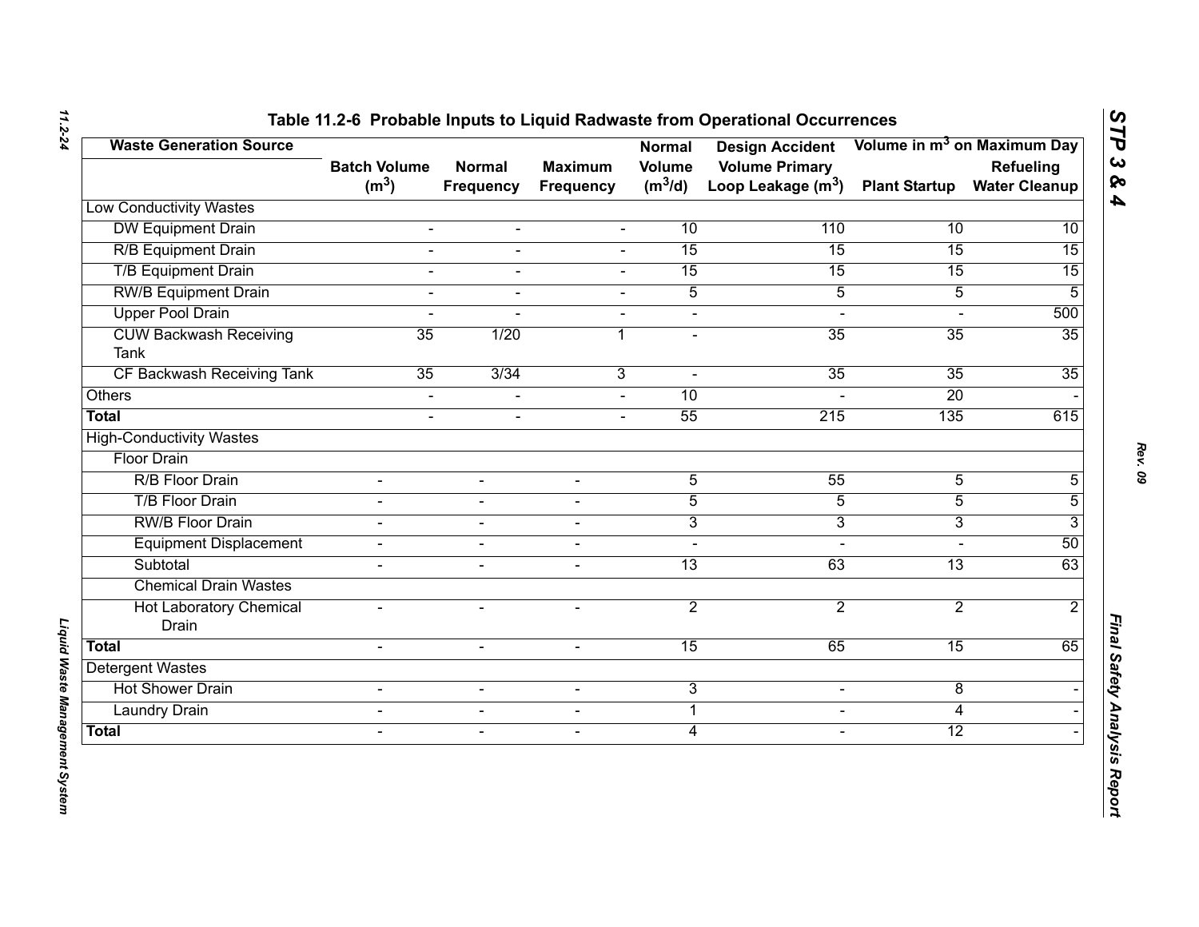## Table 11.2-6 Probable Inputs to Liquid Radwaste from Operational Occurrences

| Waste Generation Source | Batch Volume ($m^3$) | Normal Frequency | Maximum Frequency | Normal Volume ($m^3$/d) | Design Accident Volume Primary Loop Leakage ($m^3$) | Volume in $m^3$ on Maximum Day | |
|---|---|---|---|---|---|---|---|
| | | | | | | Plant Startup | Refueling Water Cleanup |
| Low Conductivity Wastes | | | | | | | |
| DW Equipment Drain | - | - | - | 10 | 110 | 10 | 10 |
| R/B Equipment Drain | - | - | - | 15 | 15 | 15 | 15 |
| T/B Equipment Drain | - | - | - | 15 | 15 | 15 | 15 |
| RW/B Equipment Drain | - | - | - | 5 | 5 | 5 | 5 |
| Upper Pool Drain | - | - | - | - | - | - | 500 |
| CUW Backwash Receiving Tank | 35 | 1/20 | 1 | - | 35 | 35 | 35 |
| CF Backwash Receiving Tank | 35 | 3/34 | 3 | - | 35 | 35 | 35 |
| Others | - | - | - | 10 | - | 20 | - |
| **Total** | - | - | - | 55 | 215 | 135 | 615 |
| High-Conductivity Wastes | | | | | | | |
| Floor Drain | | | | | | | |
| R/B Floor Drain | - | - | - | 5 | 55 | 5 | 5 |
| T/B Floor Drain | - | - | - | 5 | 5 | 5 | 5 |
| RW/B Floor Drain | - | - | - | 3 | 3 | 3 | 3 |
| Equipment Displacement | - | - | - | - | - | - | 50 |
| Subtotal | - | - | - | 13 | 63 | 13 | 63 |
| Chemical Drain Wastes | | | | | | | |
| Hot Laboratory Chemical Drain | - | - | - | 2 | 2 | 2 | 2 |
| **Total** | - | - | - | 15 | 65 | 15 | 65 |
| Detergent Wastes | | | | | | | |
| Hot Shower Drain | - | - | - | 3 | - | 8 | - |
| Laundry Drain | - | - | - | 1 | - | 4 | - |
| **Total** | - | - | - | 4 | - | 12 | - |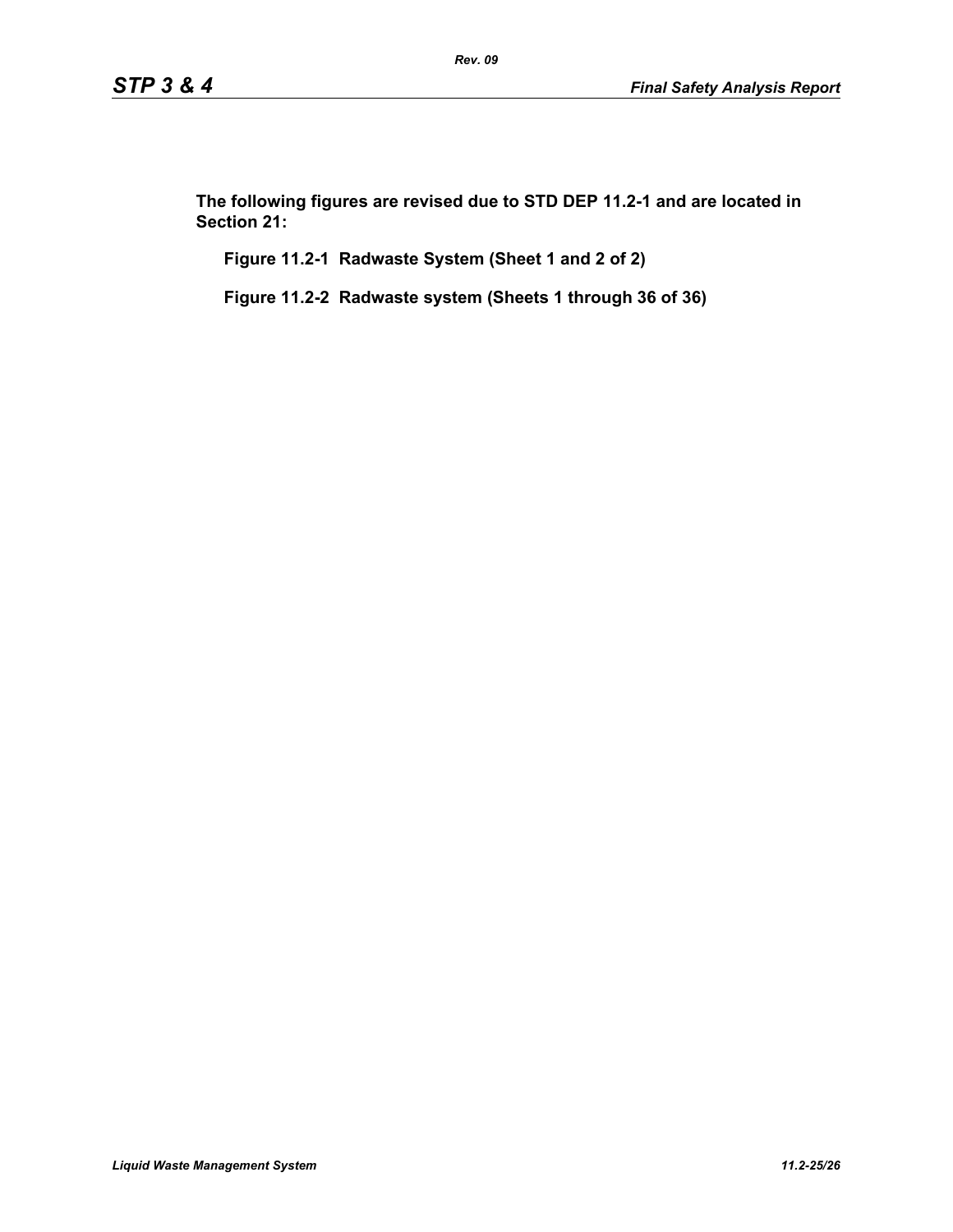**The following figures are revised due to STD DEP 11.2-1 and are located in Section 21:**

**Figure 11.2-1 Radwaste System (Sheet 1 and 2 of 2)**

**Figure 11.2-2 Radwaste system (Sheets 1 through 36 of 36)**